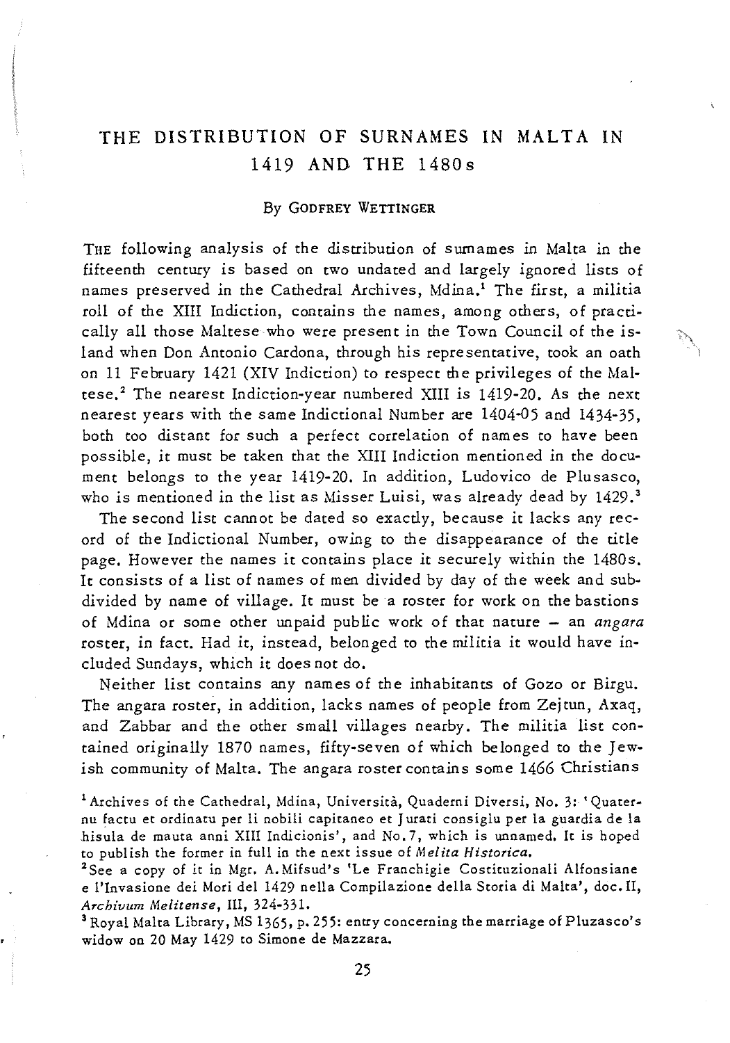# THE DISTRIBUTION OF SURNAMES IN MALTA IN 1419 AND THE 1480s

By GODFREY WETTINGER

THE following analysis of the distribution of surnames in Malta in the fifteenth century is based on two undated and largely ignored lists of names preserved in the Cathedral Archives, Mdina.[1] The first, a militia roll of the XIII Indiction, contains the names, among others, of practically all those Maltese who were present in the Town Council of the island when Don Antonio Cardona, through his representative, took an oath on 11 February 1421 (XIV Indiction) to respect the privileges of the Maltese.[2] The nearest Indiction-year numbered XIII is 1419-20. As the next nearest years with the same Indictional Number are 1404-05 and 1434-35, both too distant for such a perfect correlation of names to have been possible, it must be taken that the XIII Indiction mentioned in the document belongs to the year 1419-20. In addition, Ludovico de Plusasco, who is mentioned in the list as Misser Luisi, was already dead by 1429.[3]

The second list cannot be dated so exactly, because it lacks any record of the Indictional Number, owing to the disappearance of the title page. However the names it contains place it securely within the 1480s. It consists of a list of names of men divided by day of the week and subdivided by name of village. It must be a roster for work on the bastions of Mdina or some other unpaid public work of that nature – an *angara* roster, in fact. Had it, instead, belonged to the militia it would have included Sundays, which it does not do.

Neither list contains any names of the inhabitants of Gozo or Birgu. The angara roster, in addition, lacks names of people from Zejtun, Axaq, and Zabbar and the other small villages nearby. The militia list contained originally 1870 names, fifty-seven of which belonged to the Jewish community of Malta. The angara roster contains some 1466 Christians

[1] Archives of the Cathedral, Mdina, Università, Quaderni Diversi, No. 3: 'Quaternu factu et ordinatu per li nobili capitaneo et Jurati consiglu per la guardia de la hisula de mauta anni XIII Indicionis', and No. 7, which is unnamed. It is hoped to publish the former in full in the next issue of *Melita Historica*.

[2] See a copy of it in Mgr. A. Mifsud's 'Le Franchigie Costituzionali Alfonsiane e l'Invasione dei Mori del 1429 nella Compilazione della Storia di Malta', doc. II, *Archivum Melitense*, III, 324-331.

[3] Royal Malta Library, MS 1365, p. 255: entry concerning the marriage of Pluzasco's widow on 20 May 1429 to Simone de Mazzara.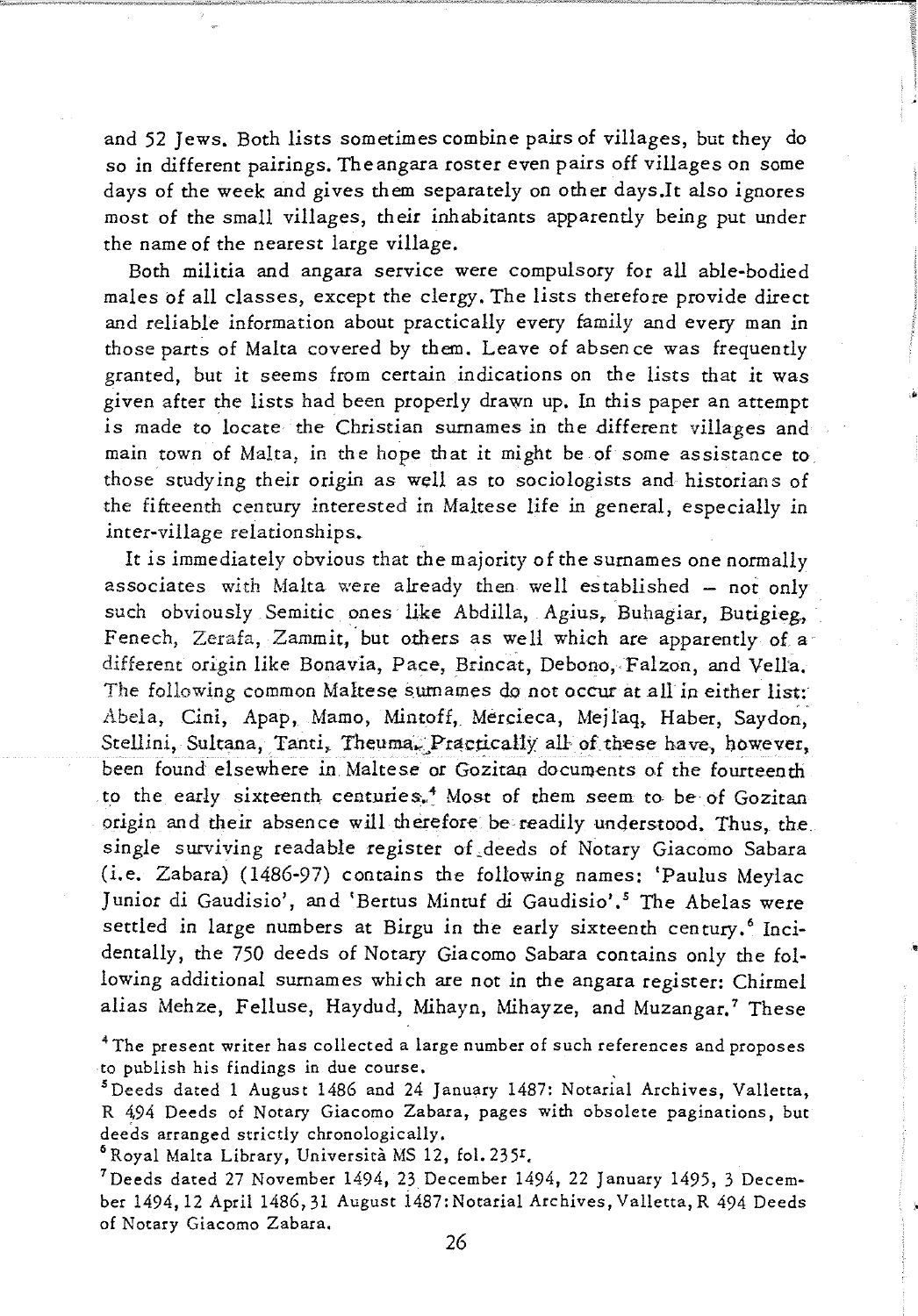and 52 Jews. Both lists sometimes combine pairs of villages, but they do so in different pairings. The angara roster even pairs off villages on some days of the week and gives them separately on other days. It also ignores most of the small villages, their inhabitants apparently being put under the name of the nearest large village.

Both militia and angara service were compulsory for all able-bodied males of all classes, except the clergy. The lists therefore provide direct and reliable information about practically every family and every man in those parts of Malta covered by them. Leave of absence was frequently granted, but it seems from certain indications on the lists that it was given after the lists had been properly drawn up. In this paper an attempt is made to locate the Christian surnames in the different villages and main town of Malta, in the hope that it might be of some assistance to those studying their origin as well as to sociologists and historians of the fifteenth century interested in Maltese life in general, especially in inter-village relationships.

It is immediately obvious that the majority of the surnames one normally associates with Malta were already then well established – not only such obviously Semitic ones like Abdilla, Agius, Buhagiar, Butigieg, Fenech, Zerafa, Zammit, but others as well which are apparently of a different origin like Bonavia, Pace, Brincat, Debono, Falzon, and Vella. The following common Maltese surnames do not occur at all in either list: Abela, Cini, Apap, Mamo, Mintoff, Mercieca, Mejlaq, Haber, Saydon, Stellini, Sultana, Tanti, Theuma. Practically all of these have, however, been found elsewhere in Maltese or Gozitan documents of the fourteenth to the early sixteenth centuries.[4] Most of them seem to be of Gozitan origin and their absence will therefore be readily understood. Thus, the single surviving readable register of deeds of Notary Giacomo Sabara (i.e. Zabara) (1486-97) contains the following names: 'Paulus Meylac Junior di Gaudisio', and 'Bertus Mintuf di Gaudisio'.[5] The Abelas were settled in large numbers at Birgu in the early sixteenth century.[6] Incidentally, the 750 deeds of Notary Giacomo Sabara contains only the following additional surnames which are not in the angara register: Chirmel alias Mehze, Felluse, Haydud, Mihayn, Mihayze, and Muzangar.[7] These

[4] The present writer has collected a large number of such references and proposes to publish his findings in due course.

[5] Deeds dated 1 August 1486 and 24 January 1487: Notarial Archives, Valletta, R 494 Deeds of Notary Giacomo Zabara, pages with obsolete paginations, but deeds arranged strictly chronologically.

[6] Royal Malta Library, Università MS 12, fol. 235r.

[7] Deeds dated 27 November 1494, 23 December 1494, 22 January 1495, 3 December 1494, 12 April 1486, 31 August 1487: Notarial Archives, Valletta, R 494 Deeds of Notary Giacomo Zabara.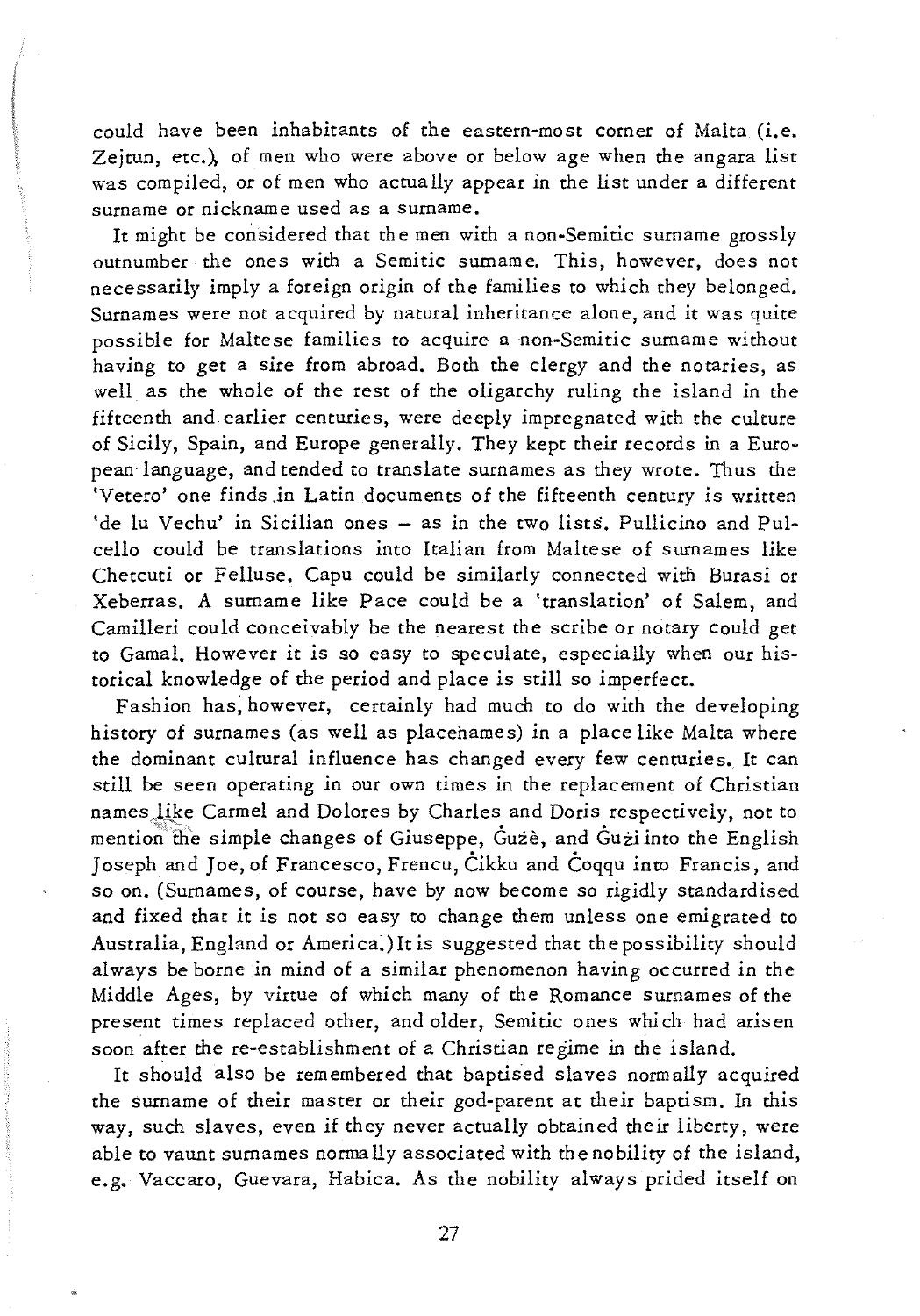could have been inhabitants of the eastern-most corner of Malta (i.e. Zejtun, etc.), of men who were above or below age when the angara list was compiled, or of men who actually appear in the list under a different surname or nickname used as a surname.

It might be considered that the men with a non-Semitic surname grossly outnumber the ones with a Semitic surname. This, however, does not necessarily imply a foreign origin of the families to which they belonged. Surnames were not acquired by natural inheritance alone, and it was quite possible for Maltese families to acquire a non-Semitic surname without having to get a sire from abroad. Both the clergy and the notaries, as well as the whole of the rest of the oligarchy ruling the island in the fifteenth and earlier centuries, were deeply impregnated with the culture of Sicily, Spain, and Europe generally. They kept their records in a European language, and tended to translate surnames as they wrote. Thus the 'Vetero' one finds in Latin documents of the fifteenth century is written 'de lu Vechu' in Sicilian ones – as in the two lists. Pullicino and Pulcello could be translations into Italian from Maltese of surnames like Chetcuti or Felluse. Capu could be similarly connected with Burasi or Xeberras. A surname like Pace could be a 'translation' of Salem, and Camilleri could conceivably be the nearest the scribe or notary could get to Gamal. However it is so easy to speculate, especially when our historical knowledge of the period and place is still so imperfect.

Fashion has, however, certainly had much to do with the developing history of surnames (as well as placenames) in a place like Malta where the dominant cultural influence has changed every few centuries. It can still be seen operating in our own times in the replacement of Christian names like Carmel and Dolores by Charles and Doris respectively, not to mention the simple changes of Giuseppe, Ġużè, and Ġużi into the English Joseph and Joe, of Francesco, Frencu, Ċikku and Ċoqqu into Francis, and so on. (Surnames, of course, have by now become so rigidly standardised and fixed that it is not so easy to change them unless one emigrated to Australia, England or America.) It is suggested that the possibility should always be borne in mind of a similar phenomenon having occurred in the Middle Ages, by virtue of which many of the Romance surnames of the present times replaced other, and older, Semitic ones which had arisen soon after the re-establishment of a Christian regime in the island.

It should also be remembered that baptised slaves normally acquired the surname of their master or their god-parent at their baptism. In this way, such slaves, even if they never actually obtained their liberty, were able to vaunt surnames normally associated with the nobility of the island, e.g. Vaccaro, Guevara, Habica. As the nobility always prided itself on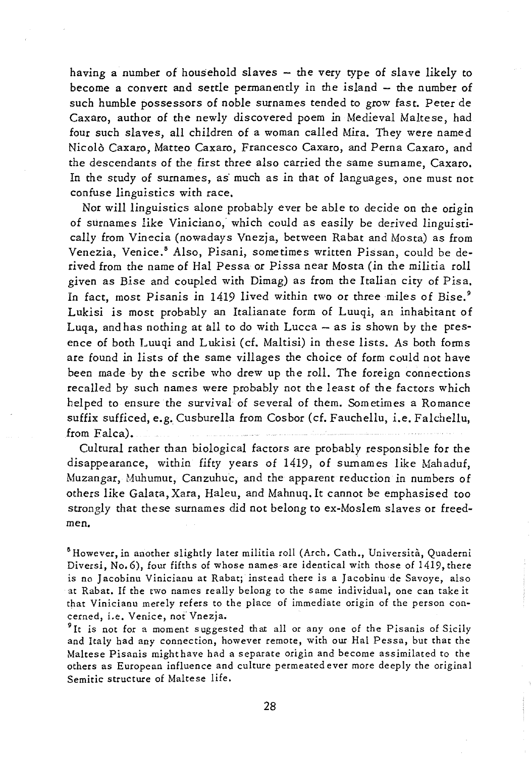having a number of household slaves – the very type of slave likely to become a convert and settle permanently in the island – the number of such humble possessors of noble surnames tended to grow fast. Peter de Caxaro, author of the newly discovered poem in Medieval Maltese, had four such slaves, all children of a woman called Mira. They were named Nicolò Caxaro, Matteo Caxaro, Francesco Caxaro, and Perna Caxaro, and the descendants of the first three also carried the same surname, Caxaro. In the study of surnames, as much as in that of languages, one must not confuse linguistics with race.

Nor will linguistics alone probably ever be able to decide on the origin of surnames like Viniciano, which could as easily be derived linguistically from Vinecia (nowadays Vnezja, between Rabat and Mosta) as from Venezia, Venice.[8] Also, Pisani, sometimes written Pissan, could be derived from the name of Hal Pessa or Pissa near Mosta (in the militia roll given as Bise and coupled with Dimag) as from the Italian city of Pisa. In fact, most Pisanis in 1419 lived within two or three miles of Bise.[9] Lukisi is most probably an Italianate form of Luuqi, an inhabitant of Luqa, and has nothing at all to do with Lucca – as is shown by the presence of both Luuqi and Lukisi (cf. Maltisi) in these lists. As both forms are found in lists of the same villages the choice of form could not have been made by the scribe who drew up the roll. The foreign connections recalled by such names were probably not the least of the factors which helped to ensure the survival of several of them. Sometimes a Romance suffix sufficed, e.g. Cusburella from Cosbor (cf. Fauchellu, i.e. Falchellu, from Falca).

Cultural rather than biological factors are probably responsible for the disappearance, within fifty years of 1419, of surnames like Mahaduf, Muzangar, Muhumut, Canzuhuc, and the apparent reduction in numbers of others like Galata, Xara, Haleu, and Mahnuq. It cannot be emphasised too strongly that these surnames did not belong to ex-Moslem slaves or freedmen.

[8] However, in another slightly later militia roll (Arch. Cath., Università, Quaderni Diversi, No. 6), four fifths of whose names are identical with those of 1419, there is no Jacobinu Vinicianu at Rabat; instead there is a Jacobinu de Savoye, also at Rabat. If the two names really belong to the same individual, one can take it that Vinicianu merely refers to the place of immediate origin of the person concerned, i.e. Venice, not Vnezja.

[9] It is not for a moment suggested that all or any one of the Pisanis of Sicily and Italy had any connection, however remote, with our Hal Pessa, but that the Maltese Pisanis might have had a separate origin and become assimilated to the others as European influence and culture permeated ever more deeply the original Semitic structure of Maltese life.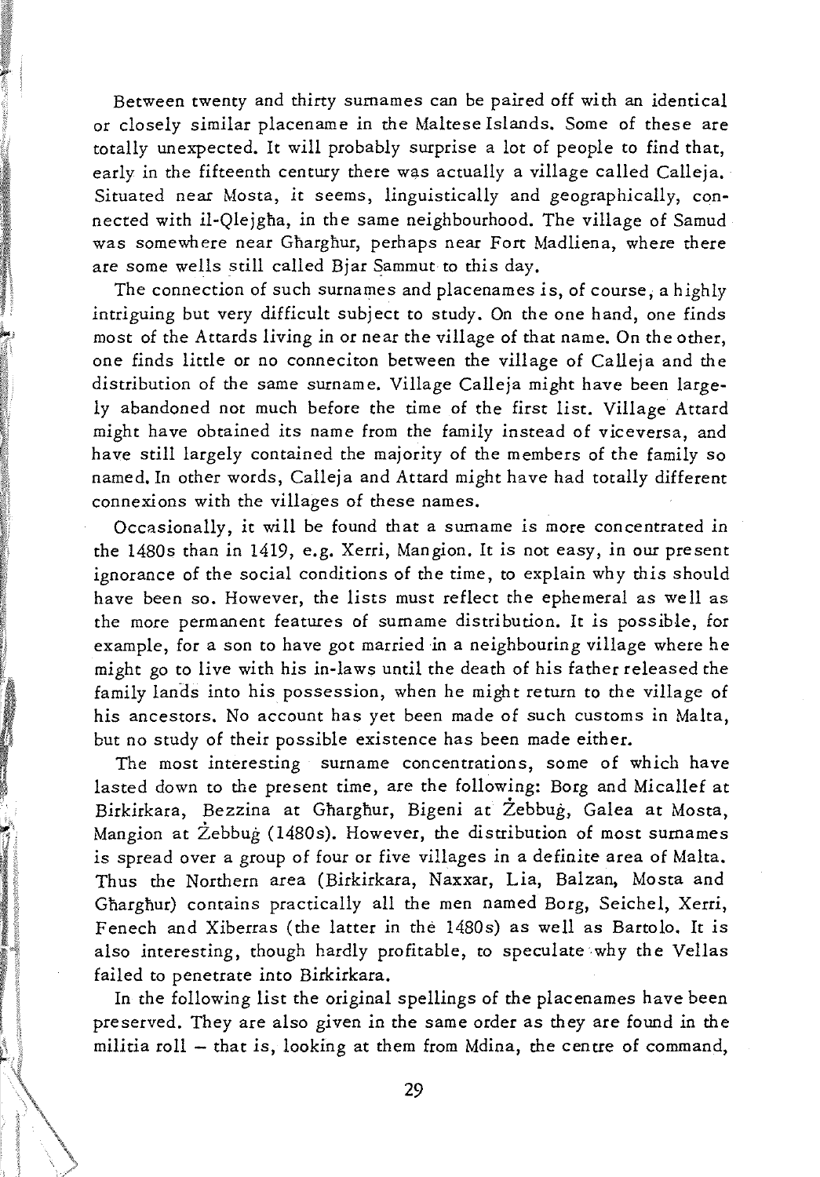Between twenty and thirty surnames can be paired off with an identical or closely similar placename in the Maltese Islands. Some of these are totally unexpected. It will probably surprise a lot of people to find that, early in the fifteenth century there was actually a village called Calleja. Situated near Mosta, it seems, linguistically and geographically, connected with il-Qlejgħa, in the same neighbourhood. The village of Samud was somewhere near Għargħur, perhaps near Fort Madliena, where there are some wells still called Bjar Sammut to this day.

The connection of such surnames and placenames is, of course, a highly intriguing but very difficult subject to study. On the one hand, one finds most of the Attards living in or near the village of that name. On the other, one finds little or no conneciton between the village of Calleja and the distribution of the same surname. Village Calleja might have been largely abandoned not much before the time of the first list. Village Attard might have obtained its name from the family instead of viceversa, and have still largely contained the majority of the members of the family so named. In other words, Calleja and Attard might have had totally different connexions with the villages of these names.

Occasionally, it will be found that a surname is more concentrated in the 1480s than in 1419, e.g. Xerri, Mangion. It is not easy, in our present ignorance of the social conditions of the time, to explain why this should have been so. However, the lists must reflect the ephemeral as well as the more permanent features of surname distribution. It is possible, for example, for a son to have got married in a neighbouring village where he might go to live with his in-laws until the death of his father released the family lands into his possession, when he might return to the village of his ancestors. No account has yet been made of such customs in Malta, but no study of their possible existence has been made either.

The most interesting surname concentrations, some of which have lasted down to the present time, are the following: Borg and Micallef at Birkirkara, Bezzina at Għargħur, Bigeni at Żebbuġ, Galea at Mosta, Mangion at Żebbuġ (1480s). However, the distribution of most surnames is spread over a group of four or five villages in a definite area of Malta. Thus the Northern area (Birkirkara, Naxxar, Lia, Balzan, Mosta and Għargħur) contains practically all the men named Borg, Seichel, Xerri, Fenech and Xiberras (the latter in the 1480s) as well as Bartolo. It is also interesting, though hardly profitable, to speculate why the Vellas failed to penetrate into Birkirkara.

In the following list the original spellings of the placenames have been preserved. They are also given in the same order as they are found in the militia roll – that is, looking at them from Mdina, the centre of command,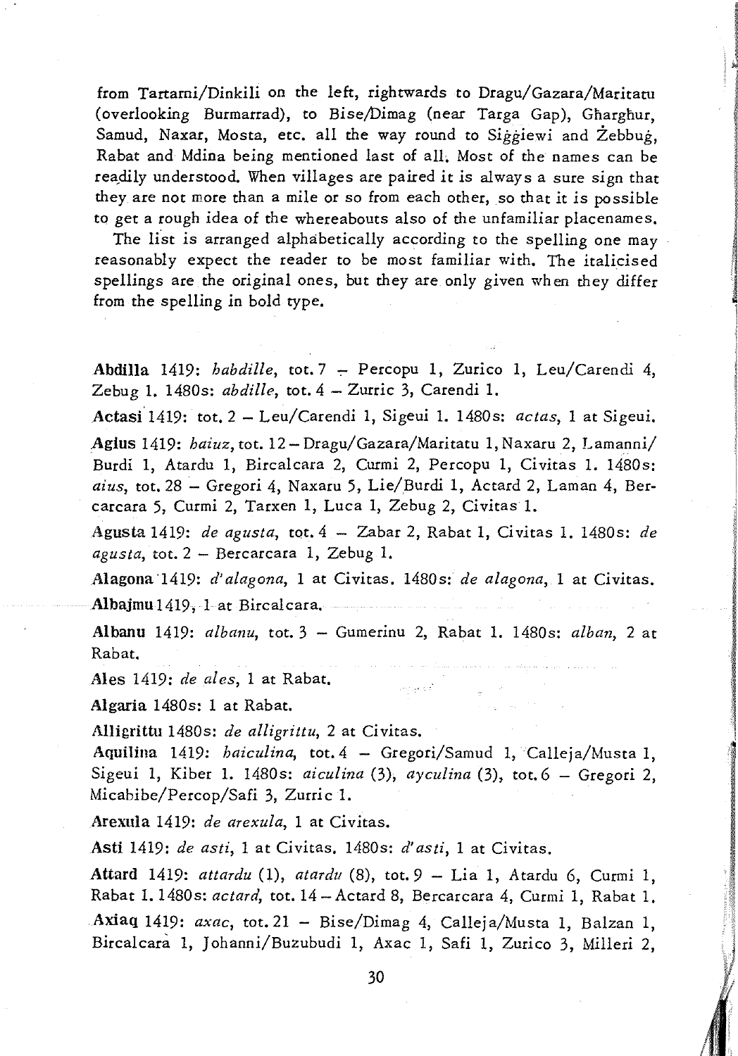from Tartarni/Dinkili on the left, rightwards to Dragu/Gazara/Maritatu (overlooking Burmarrad), to Bise/Dimag (near Targa Gap), Għargħur, Samud, Naxar, Mosta, etc. all the way round to Siġġiewi and Żebbuġ, Rabat and Mdina being mentioned last of all. Most of the names can be readily understood. When villages are paired it is always a sure sign that they are not more than a mile or so from each other, so that it is possible to get a rough idea of the whereabouts also of the unfamiliar placenames.

The list is arranged alphabetically according to the spelling one may reasonably expect the reader to be most familiar with. The italicised spellings are the original ones, but they are only given when they differ from the spelling in bold type.

**Abdilla** 1419: *habdille*, tot. 7 – Percopu 1, Zurico 1, Leu/Carendi 4, Zebug 1. 1480s: *abdille*, tot. 4 – Zurric 3, Carendi 1.

**Actasi** 1419: tot. 2 – Leu/Carendi 1, Sigeui 1. 1480s: *actas*, 1 at Sigeui.

**Agius** 1419: *haiuz*, tot. 12 – Dragu/Gazara/Maritatu 1, Naxaru 2, Lamanni/Burdi 1, Atardu 1, Bircalcara 2, Curmi 2, Percopu 1, Civitas 1. 1480s: *aius*, tot. 28 – Gregori 4, Naxaru 5, Lie/Burdi 1, Actard 2, Laman 4, Bercarcara 5, Curmi 2, Tarxen 1, Luca 1, Zebug 2, Civitas 1.

**Agusta** 1419: *de agusta*, tot. 4 – Zabar 2, Rabat 1, Civitas 1. 1480s: *de agusta*, tot. 2 – Bercarcara 1, Zebug 1.

**Alagona** 1419: *d'alagona*, 1 at Civitas. 1480s: *de alagona*, 1 at Civitas.

**Albajmu** 1419, 1 at Bircalcara.

**Albanu** 1419: *albanu*, tot. 3 – Gumerinu 2, Rabat 1. 1480s: *alban*, 2 at Rabat.

**Ales** 1419: *de ales*, 1 at Rabat.

**Algaria** 1480s: 1 at Rabat.

**Alligrittu** 1480s: *de alligrittu*, 2 at Civitas.

**Aquilina** 1419: *haiculina*, tot. 4 – Gregori/Samud 1, Calleja/Musta 1, Sigeui 1, Kiber 1. 1480s: *aiculina* (3), *ayculina* (3), tot. 6 – Gregori 2, Micabibe/Percop/Safi 3, Zurric 1.

**Arexula** 1419: *de arexula*, 1 at Civitas.

**Asti** 1419: *de asti*, 1 at Civitas. 1480s: *d'asti*, 1 at Civitas.

**Attard** 1419: *attardu* (1), *atardu* (8), tot. 9 – Lia 1, Atardu 6, Curmi 1, Rabat 1. 1480s: *actard*, tot. 14 – Actard 8, Bercarcara 4, Curmi 1, Rabat 1.

**Axiaq** 1419: *axac*, tot. 21 – Bise/Dimag 4, Calleja/Musta 1, Balzan 1, Bircalcara 1, Johanni/Buzubudi 1, Axac 1, Safi 1, Zurico 3, Milleri 2,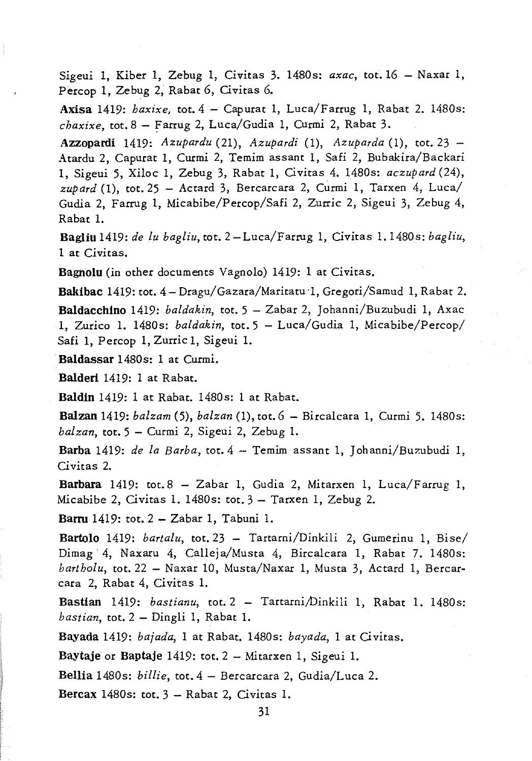Sigeui 1, Kiber 1, Zebug 1, Civitas 3. 1480s: *axac*, tot. 16 – Naxar 1, Percop 1, Zebug 2, Rabat 6, Civitas 6.

**Axisa** 1419: *baxixe*, tot. 4 – Capurat 1, Luca/Farrug 1, Rabat 2. 1480s: *chaxixe*, tot. 8 – Farrug 2, Luca/Gudia 1, Curmi 2, Rabat 3.

**Azzopardi** 1419: *Azupardu* (21), *Azupardi* (1), *Azuparda* (1), tot. 23 – Atardu 2, Capurat 1, Curmi 2, Temim assant 1, Safi 2, Bubakira/Backari 1, Sigeui 5, Xiloc 1, Zebug 3, Rabat 1, Civitas 4. 1480s: *aczupard* (24), *zupard* (1), tot. 25 – Actard 3, Bercarcara 2, Curmi 1, Tarxen 4, Luca/Gudia 2, Farrug 1, Micabibe/Percop/Safi 2, Zurric 2, Sigeui 3, Zebug 4, Rabat 1.

**Bagliu** 1419: *de lu bagliu*, tot. 2 – Luca/Farrug 1, Civitas 1. 1480s: *bagliu*, 1 at Civitas.

**Bagnolu** (in other documents Vagnolo) 1419: 1 at Civitas.

**Bakibac** 1419: tot. 4 – Dragu/Gazara/Maritatu 1, Gregori/Samud 1, Rabat 2.

**Baldacchino** 1419: *baldakin*, tot. 5 – Zabar 2, Johanni/Buzubudi 1, Axac 1, Zurico 1. 1480s: *baldakin*, tot. 5 – Luca/Gudia 1, Micabibe/Percop/Safi 1, Percop 1, Zurric 1, Sigeui 1.

**Baldassar** 1480s: 1 at Curmi.

**Balderi** 1419: 1 at Rabat.

**Baldin** 1419: 1 at Rabat. 1480s: 1 at Rabat.

**Balzan** 1419: *balzam* (5), *balzan* (1), tot. 6 – Bircalcara 1, Curmi 5. 1480s: *balzan*, tot. 5 – Curmi 2, Sigeui 2, Zebug 1.

**Barba** 1419: *de la Barba*, tot. 4 – Temim assant 1, Johanni/Buzubudi 1, Civitas 2.

**Barbara** 1419: tot. 8 – Zabar 1, Gudia 2, Mitarxen 1, Luca/Farrug 1, Micabibe 2, Civitas 1. 1480s: tot. 3 – Tarxen 1, Zebug 2.

**Barru** 1419: tot. 2 – Zabar 1, Tabuni 1.

**Bartolo** 1419: *bartalu*, tot. 23 – Tartarni/Dinkili 2, Gumerinu 1, Bise/Dimag 4, Naxaru 4, Calleja/Musta 4, Bircalcara 1, Rabat 7. 1480s: *bartholu*, tot. 22 – Naxar 10, Musta/Naxar 1, Musta 3, Actard 1, Bercarcara 2, Rabat 4, Civitas 1.

**Bastian** 1419: *bastianu*, tot. 2 – Tartarni/Dinkili 1, Rabat 1. 1480s: *bastian*, tot. 2 – Dingli 1, Rabat 1.

**Bayada** 1419: *bajada*, 1 at Rabat. 1480s: *bayada*, 1 at Civitas.

**Baytaje** or **Baptaje** 1419: tot. 2 – Mitarxen 1, Sigeui 1.

**Bellia** 1480s: *billie*, tot. 4 – Bercarcara 2, Gudia/Luca 2.

**Bercax** 1480s: tot. 3 – Rabat 2, Civitas 1.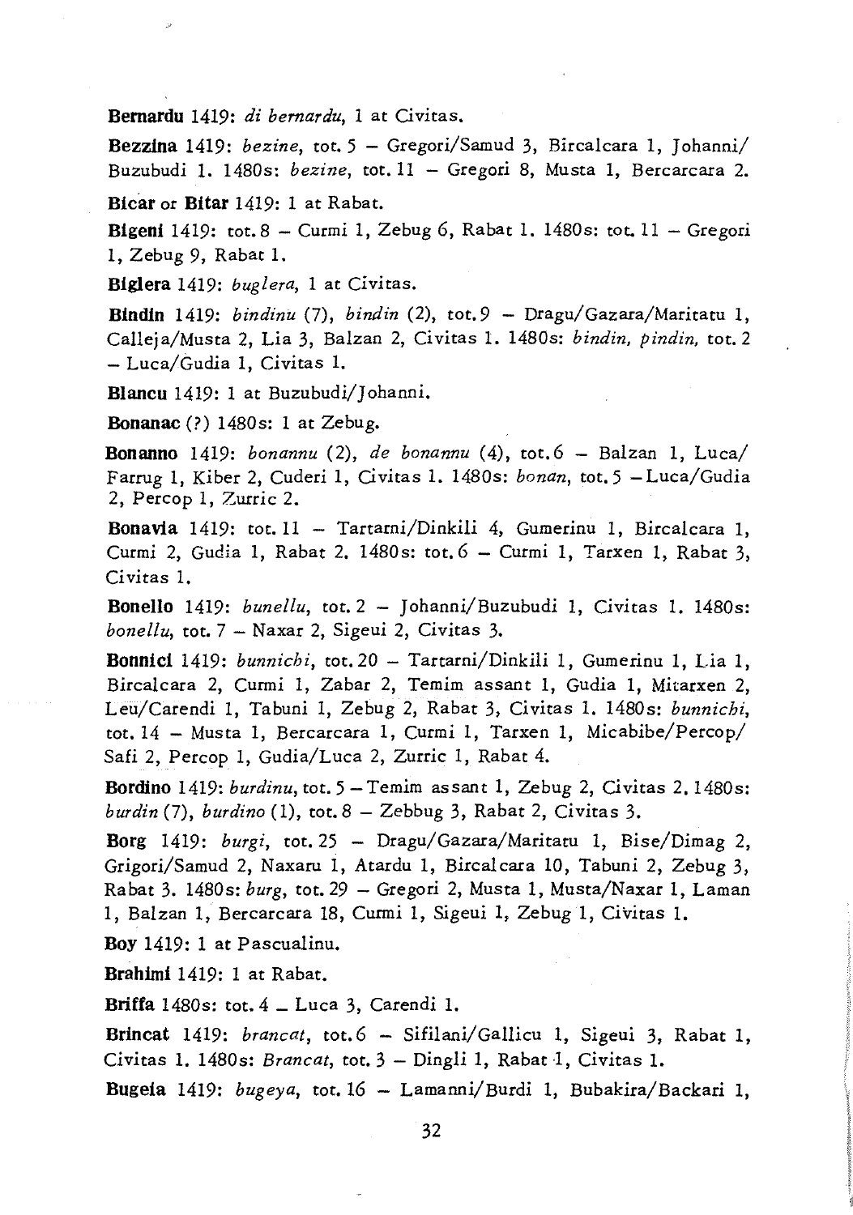**Bernardu** 1419: *di bernardu*, 1 at Civitas.

**Bezzina** 1419: *bezine*, tot. 5 – Gregori/Samud 3, Bircalcara 1, Johanni/ Buzubudi 1. 1480s: *bezine*, tot. 11 – Gregori 8, Musta 1, Bercarcara 2.

**Bicar** or **Bitar** 1419: 1 at Rabat.

**Bigeni** 1419: tot. 8 – Curmi 1, Zebug 6, Rabat 1. 1480s: tot. 11 – Gregori 1, Zebug 9, Rabat 1.

**Biglera** 1419: *buglera*, 1 at Civitas.

**Bindin** 1419: *bindinu* (7), *bindin* (2), tot. 9 – Dragu/Gazara/Maritatu 1, Calleja/Musta 2, Lia 3, Balzan 2, Civitas 1. 1480s: *bindin, pindin*, tot. 2 – Luca/Gudia 1, Civitas 1.

**Blancu** 1419: 1 at Buzubudi/Johanni.

**Bonanac** (?) 1480s: 1 at Zebug.

**Bonanno** 1419: *bonannu* (2), *de bonannu* (4), tot. 6 – Balzan 1, Luca/ Farrug 1, Kiber 2, Cuderi 1, Civitas 1. 1480s: *bonan*, tot. 5 – Luca/Gudia 2, Percop 1, Zurric 2.

**Bonavia** 1419: tot. 11 – Tartarni/Dinkili 4, Gumerinu 1, Bircalcara 1, Curmi 2, Gudia 1, Rabat 2. 1480s: tot. 6 – Curmi 1, Tarxen 1, Rabat 3, Civitas 1.

**Bonello** 1419: *bunellu*, tot. 2 – Johanni/Buzubudi 1, Civitas 1. 1480s: *bonellu*, tot. 7 – Naxar 2, Sigeui 2, Civitas 3.

**Bonnici** 1419: *bunnichi*, tot. 20 – Tartarni/Dinkili 1, Gumerinu 1, Lia 1, Bircalcara 2, Curmi 1, Zabar 2, Temim assant 1, Gudia 1, Mitarxen 2, Leu/Carendi 1, Tabuni 1, Zebug 2, Rabat 3, Civitas 1. 1480s: *bunnichi*, tot. 14 – Musta 1, Bercarcara 1, Curmi 1, Tarxen 1, Micabibe/Percop/ Safi 2, Percop 1, Gudia/Luca 2, Zurric 1, Rabat 4.

**Bordino** 1419: *burdinu*, tot. 5 – Temim assant 1, Zebug 2, Civitas 2. 1480s: *burdin* (7), *burdino* (1), tot. 8 – Zebbug 3, Rabat 2, Civitas 3.

**Borg** 1419: *burgi*, tot. 25 – Dragu/Gazara/Maritatu 1, Bise/Dimag 2, Grigori/Samud 2, Naxaru 1, Atardu 1, Bircalcara 10, Tabuni 2, Zebug 3, Rabat 3. 1480s: *burg*, tot. 29 – Gregori 2, Musta 1, Musta/Naxar 1, Laman 1, Balzan 1, Bercarcara 18, Curmi 1, Sigeui 1, Zebug 1, Civitas 1.

**Boy** 1419: 1 at Pascualinu.

**Brahimi** 1419: 1 at Rabat.

**Briffa** 1480s: tot. 4 – Luca 3, Carendi 1.

**Brincat** 1419: *brancat*, tot. 6 – Sifilani/Gallicu 1, Sigeui 3, Rabat 1, Civitas 1. 1480s: *Brancat*, tot. 3 – Dingli 1, Rabat 1, Civitas 1.

**Bugeia** 1419: *bugeya*, tot. 16 – Lamanni/Burdi 1, Bubakira/Backari 1,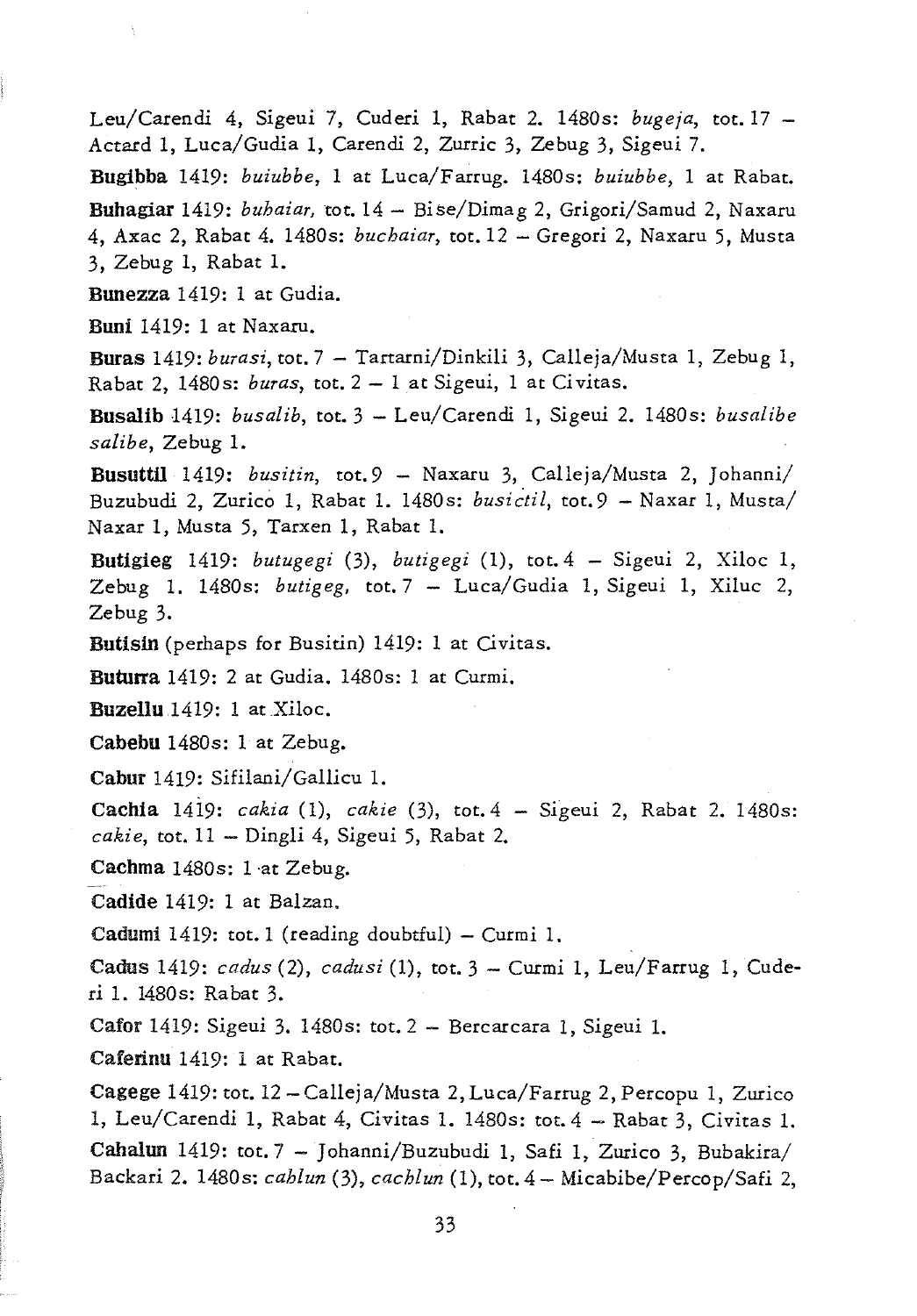Leu/Carendi 4, Sigeui 7, Cuderi 1, Rabat 2. 1480s: *bugeja*, tot. 17 – Actard 1, Luca/Gudia 1, Carendi 2, Zurric 3, Zebug 3, Sigeui 7.

**Bugibba** 1419: *buiubbe*, 1 at Luca/Farrug. 1480s: *buiubbe*, 1 at Rabat.

**Buhagiar** 1419: *buhaiar*, tot. 14 – Bise/Dimag 2, Grigori/Samud 2, Naxaru 4, Axac 2, Rabat 4. 1480s: *buchaiar*, tot. 12 – Gregori 2, Naxaru 5, Musta 3, Zebug 1, Rabat 1.

**Bunezza** 1419: 1 at Gudia.

**Buni** 1419: 1 at Naxaru.

**Buras** 1419: *burasi*, tot. 7 – Tartarni/Dinkili 3, Calleja/Musta 1, Zebug 1, Rabat 2, 1480s: *buras*, tot. 2 – 1 at Sigeui, 1 at Civitas.

**Busalib** 1419: *busalib*, tot. 3 – Leu/Carendi 1, Sigeui 2. 1480s: *busalibe salibe*, Zebug 1.

**Busuttil** 1419: *busitin*, tot. 9 – Naxaru 3, Calleja/Musta 2, Johanni/Buzubudi 2, Zurico 1, Rabat 1. 1480s: *busictil*, tot. 9 – Naxar 1, Musta/Naxar 1, Musta 5, Tarxen 1, Rabat 1.

**Butigieg** 1419: *butugegi* (3), *butigegi* (1), tot. 4 – Sigeui 2, Xiloc 1, Zebug 1. 1480s: *butigeg*, tot. 7 – Luca/Gudia 1, Sigeui 1, Xiluc 2, Zebug 3.

**Butisin** (perhaps for Busitin) 1419: 1 at Civitas.

**Buturra** 1419: 2 at Gudia. 1480s: 1 at Curmi.

**Buzellu** 1419: 1 at Xiloc.

**Cabebu** 1480s: 1 at Zebug.

**Cabur** 1419: Sifilani/Gallicu 1.

**Cachia** 1419: *cakia* (1), *cakie* (3), tot. 4 – Sigeui 2, Rabat 2. 1480s: *cakie*, tot. 11 – Dingli 4, Sigeui 5, Rabat 2.

**Cachma** 1480s: 1 at Zebug.

**Cadide** 1419: 1 at Balzan.

**Cadumi** 1419: tot. 1 (reading doubtful) – Curmi 1.

**Cadus** 1419: *cadus* (2), *cadusi* (1), tot. 3 – Curmi 1, Leu/Farrug 1, Cuderi 1. 1480s: Rabat 3.

**Cafor** 1419: Sigeui 3. 1480s: tot. 2 – Bercarcara 1, Sigeui 1.

**Caferinu** 1419: 1 at Rabat.

**Cagege** 1419: tot. 12 – Calleja/Musta 2, Luca/Farrug 2, Percopu 1, Zurico 1, Leu/Carendi 1, Rabat 4, Civitas 1. 1480s: tot. 4 – Rabat 3, Civitas 1.

**Cahalun** 1419: tot. 7 – Johanni/Buzubudi 1, Safi 1, Zurico 3, Bubakira/Backari 2. 1480s: *cahlun* (3), *cachlun* (1), tot. 4 – Micabibe/Percop/Safi 2,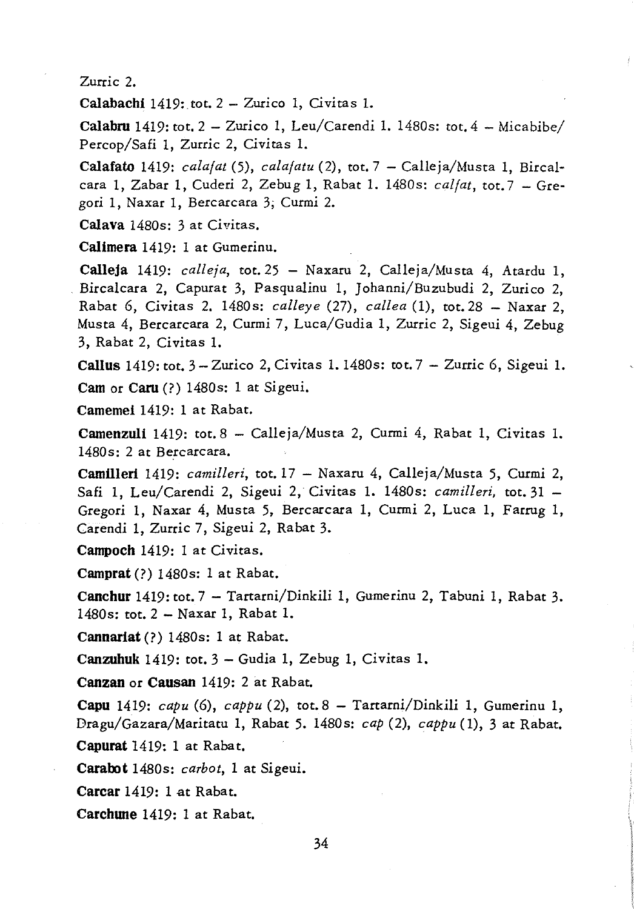Zurric 2.

**Calabachi** 1419: tot. 2 – Zurico 1, Civitas 1.

**Calabru** 1419: tot. 2 – Zurico 1, Leu/Carendi 1. 1480s: tot. 4 – Micabibe/Percop/Safi 1, Zurric 2, Civitas 1.

**Calafato** 1419: *calafat* (5), *calafatu* (2), tot. 7 – Calleja/Musta 1, Bircalcara 1, Zabar 1, Cuderi 2, Zebug 1, Rabat 1. 1480s: *calfat*, tot. 7 – Gregori 1, Naxar 1, Bercarcara 3, Curmi 2.

**Calava** 1480s: 3 at Civitas.

**Calimera** 1419: 1 at Gumerinu.

**Calleja** 1419: *calleja*, tot. 25 – Naxaru 2, Calleja/Musta 4, Atardu 1, Bircalcara 2, Capurat 3, Pasqualinu 1, Johanni/Buzubudi 2, Zurico 2, Rabat 6, Civitas 2. 1480s: *calleye* (27), *callea* (1), tot. 28 – Naxar 2, Musta 4, Bercarcara 2, Curmi 7, Luca/Gudia 1, Zurric 2, Sigeui 4, Zebug 3, Rabat 2, Civitas 1.

**Callus** 1419: tot. 3 – Zurico 2, Civitas 1. 1480s: tot. 7 – Zurric 6, Sigeui 1.

**Cam** or **Caru** (?) 1480s: 1 at Sigeui.

**Camemei** 1419: 1 at Rabat.

**Camenzuli** 1419: tot. 8 – Calleja/Musta 2, Curmi 4, Rabat 1, Civitas 1. 1480s: 2 at Bercarcara.

**Camilleri** 1419: *camilleri*, tot. 17 – Naxaru 4, Calleja/Musta 5, Curmi 2, Safi 1, Leu/Carendi 2, Sigeui 2, Civitas 1. 1480s: *camilleri*, tot. 31 – Gregori 1, Naxar 4, Musta 5, Bercarcara 1, Curmi 2, Luca 1, Farrug 1, Carendi 1, Zurric 7, Sigeui 2, Rabat 3.

**Campoch** 1419: 1 at Civitas.

**Camprat** (?) 1480s: 1 at Rabat.

**Canchur** 1419: tot. 7 – Tartarni/Dinkili 1, Gumerinu 2, Tabuni 1, Rabat 3. 1480s: tot. 2 – Naxar 1, Rabat 1.

**Cannariat** (?) 1480s: 1 at Rabat.

**Canzuhuk** 1419: tot. 3 – Gudia 1, Zebug 1, Civitas 1.

**Canzan** or **Causan** 1419: 2 at Rabat.

**Capu** 1419: *capu* (6), *cappu* (2), tot. 8 – Tartarni/Dinkili 1, Gumerinu 1, Dragu/Gazara/Maritatu 1, Rabat 5. 1480s: *cap* (2), *cappu* (1), 3 at Rabat.

**Capurat** 1419: 1 at Rabat.

**Carabot** 1480s: *carbot*, 1 at Sigeui.

**Carcar** 1419: 1 at Rabat.

**Carchune** 1419: 1 at Rabat.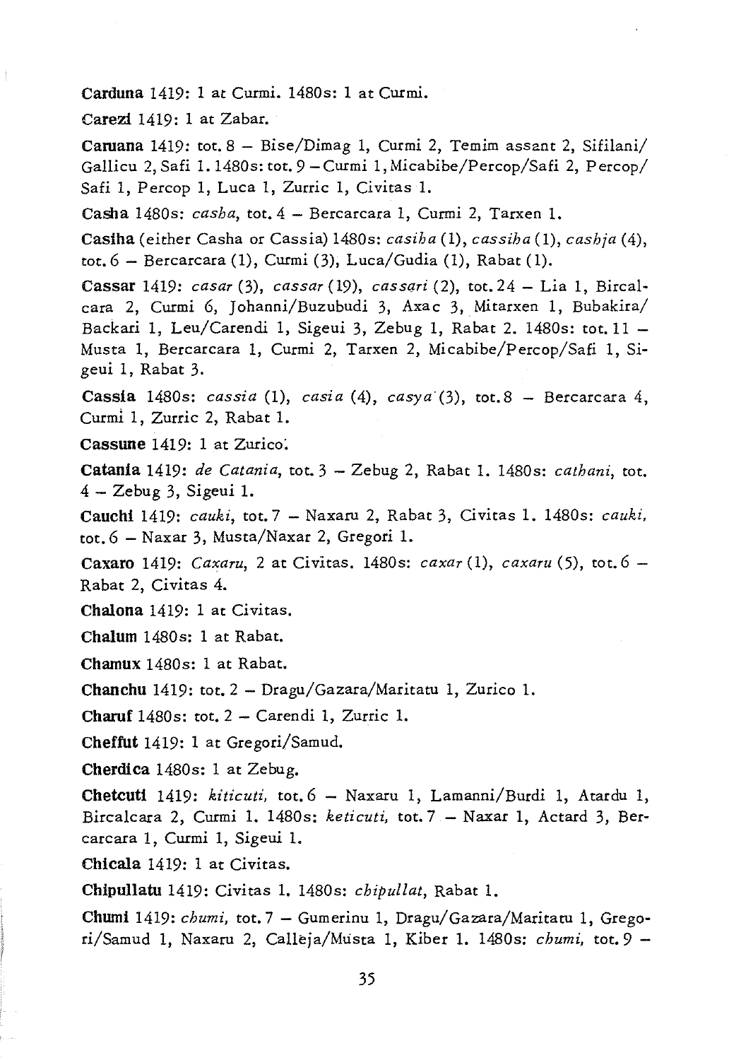**Carduna** 1419: 1 at Curmi. 1480s: 1 at Curmi.

**Carezi** 1419: 1 at Zabar.

**Caruana** 1419: tot. 8 – Bise/Dimag 1, Curmi 2, Temim assant 2, Sifilani/Gallicu 2, Safi 1. 1480s: tot. 9 – Curmi 1, Micabibe/Percop/Safi 2, Percop/Safi 1, Percop 1, Luca 1, Zurric 1, Civitas 1.

**Casha** 1480s: *casha*, tot. 4 – Bercarcara 1, Curmi 2, Tarxen 1.

**Casiha** (either Casha or Cassia) 1480s: *casiha* (1), *cassiha* (1), *cashja* (4), tot. 6 – Bercarcara (1), Curmi (3), Luca/Gudia (1), Rabat (1).

**Cassar** 1419: *casar* (3), *cassar* (19), *cassari* (2), tot. 24 – Lia 1, Bircalcara 2, Curmi 6, Johanni/Buzubudi 3, Axac 3, Mitarxen 1, Bubakira/Backari 1, Leu/Carendi 1, Sigeui 3, Zebug 1, Rabat 2. 1480s: tot. 11 – Musta 1, Bercarcara 1, Curmi 2, Tarxen 2, Micabibe/Percop/Safi 1, Sigeui 1, Rabat 3.

**Cassia** 1480s: *cassia* (1), *casia* (4), *casya* (3), tot. 8 – Bercarcara 4, Curmi 1, Zurric 2, Rabat 1.

**Cassune** 1419: 1 at Zurico.

**Catania** 1419: *de Catania*, tot. 3 – Zebug 2, Rabat 1. 1480s: *cathani*, tot. 4 – Zebug 3, Sigeui 1.

**Cauchi** 1419: *cauki*, tot. 7 – Naxaru 2, Rabat 3, Civitas 1. 1480s: *cauki*, tot. 6 – Naxar 3, Musta/Naxar 2, Gregori 1.

**Caxaro** 1419: *Caxaru*, 2 at Civitas. 1480s: *caxar* (1), *caxaru* (5), tot. 6 – Rabat 2, Civitas 4.

**Chalona** 1419: 1 at Civitas.

**Chalum** 1480s: 1 at Rabat.

**Chamux** 1480s: 1 at Rabat.

**Chanchu** 1419: tot. 2 – Dragu/Gazara/Maritatu 1, Zurico 1.

**Charuf** 1480s: tot. 2 – Carendi 1, Zurric 1.

**Cheffut** 1419: 1 at Gregori/Samud.

**Cherdica** 1480s: 1 at Zebug.

**Chetcuti** 1419: *kiticuti*, tot. 6 – Naxaru 1, Lamanni/Burdi 1, Atardu 1, Bircalcara 2, Curmi 1. 1480s: *keticuti*, tot. 7 – Naxar 1, Actard 3, Bercarcara 1, Curmi 1, Sigeui 1.

**Chicala** 1419: 1 at Civitas.

**Chipullatu** 1419: Civitas 1. 1480s: *chipullat*, Rabat 1.

**Chumi** 1419: *chumi*, tot. 7 – Gumerinu 1, Dragu/Gazara/Maritatu 1, Gregori/Samud 1, Naxaru 2, Calleja/Musta 1, Kiber 1. 1480s: *chumi*, tot. 9 –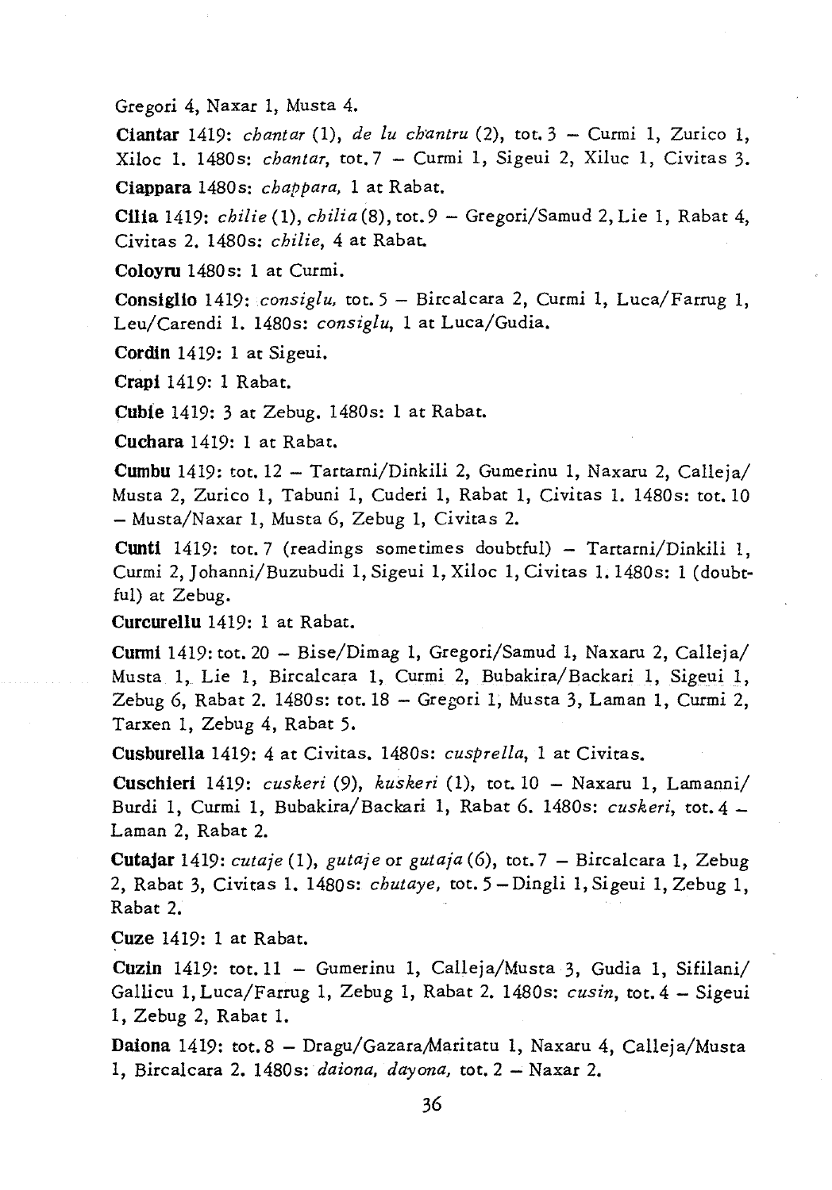Gregori 4, Naxar 1, Musta 4.

**Ciantar** 1419: *chantar* (1), *de lu chantru* (2), tot. 3 – Curmi 1, Zurico 1, Xiloc 1. 1480s: *chantar*, tot. 7 – Curmi 1, Sigeui 2, Xiluc 1, Civitas 3.

**Ciappara** 1480s: *chappara*, 1 at Rabat.

**Cilia** 1419: *chilie* (1), *chilia* (8), tot. 9 – Gregori/Samud 2, Lie 1, Rabat 4, Civitas 2. 1480s: *chilie*, 4 at Rabat.

**Coloyru** 1480s: 1 at Curmi.

**Consiglio** 1419: *consiglu*, tot. 5 – Bircalcara 2, Curmi 1, Luca/Farrug 1, Leu/Carendi 1. 1480s: *consiglu*, 1 at Luca/Gudia.

**Cordin** 1419: 1 at Sigeui.

**Crapi** 1419: 1 Rabat.

**Cubie** 1419: 3 at Zebug. 1480s: 1 at Rabat.

**Cuchara** 1419: 1 at Rabat.

**Cumbu** 1419: tot. 12 – Tartarni/Dinkili 2, Gumerinu 1, Naxaru 2, Calleja/Musta 2, Zurico 1, Tabuni 1, Cuderi 1, Rabat 1, Civitas 1. 1480s: tot. 10 – Musta/Naxar 1, Musta 6, Zebug 1, Civitas 2.

**Cunti** 1419: tot. 7 (readings sometimes doubtful) – Tartarni/Dinkili 1, Curmi 2, Johanni/Buzubudi 1, Sigeui 1, Xiloc 1, Civitas 1. 1480s: 1 (doubtful) at Zebug.

**Curcurellu** 1419: 1 at Rabat.

**Curmi** 1419: tot. 20 – Bise/Dimag 1, Gregori/Samud 1, Naxaru 2, Calleja/Musta 1, Lie 1, Bircalcara 1, Curmi 2, Bubakira/Backari 1, Sigeui 1, Zebug 6, Rabat 2. 1480s: tot. 18 – Gregori 1, Musta 3, Laman 1, Curmi 2, Tarxen 1, Zebug 4, Rabat 5.

**Cusburella** 1419: 4 at Civitas. 1480s: *cusprella*, 1 at Civitas.

**Cuschieri** 1419: *cuskeri* (9), *kuskeri* (1), tot. 10 – Naxaru 1, Lamanni/Burdi 1, Curmi 1, Bubakira/Backari 1, Rabat 6. 1480s: *cuskeri*, tot. 4 – Laman 2, Rabat 2.

**Cutajar** 1419: *cutaje* (1), *gutaje* or *gutaja* (6), tot. 7 – Bircalcara 1, Zebug 2, Rabat 3, Civitas 1. 1480s: *chutaye*, tot. 5 – Dingli 1, Sigeui 1, Zebug 1, Rabat 2.

**Cuze** 1419: 1 at Rabat.

**Cuzin** 1419: tot. 11 – Gumerinu 1, Calleja/Musta 3, Gudia 1, Sifilani/Gallicu 1, Luca/Farrug 1, Zebug 1, Rabat 2. 1480s: *cusin*, tot. 4 – Sigeui 1, Zebug 2, Rabat 1.

**Daiona** 1419: tot. 8 – Dragu/Gazara/Maritatu 1, Naxaru 4, Calleja/Musta 1, Bircalcara 2. 1480s: *daiona*, *dayona*, tot. 2 – Naxar 2.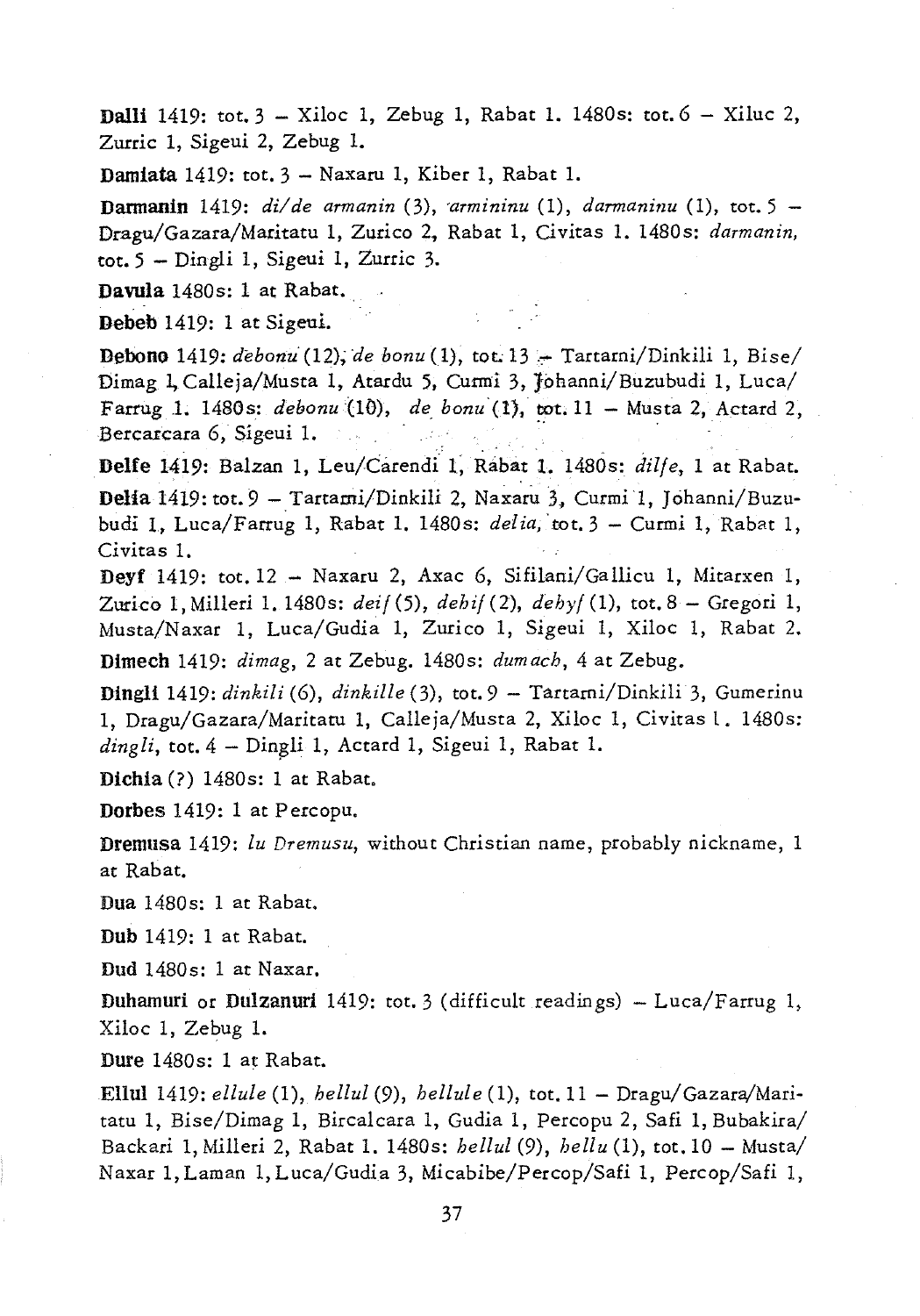**Dalli** 1419: tot. 3 – Xiloc 1, Zebug 1, Rabat 1. 1480s: tot. 6 – Xiluc 2, Zurric 1, Sigeui 2, Zebug 1.

**Damiata** 1419: tot. 3 – Naxaru 1, Kiber 1, Rabat 1.

**Darmanin** 1419: *di/de armanin* (3), *armininu* (1), *darmaninu* (1), tot. 5 – Dragu/Gazara/Maritatu 1, Zurico 2, Rabat 1, Civitas 1. 1480s: *darmanin*, tot. 5 – Dingli 1, Sigeui 1, Zurric 3.

**Davula** 1480s: 1 at Rabat.

**Debeb** 1419: 1 at Sigeui.

**Debono** 1419: *debonu* (12), *de bonu* (1), tot. 13 – Tartarni/Dinkili 1, Bise/Dimag 1, Calleja/Musta 1, Atardu 5, Curmi 3, Johanni/Buzubudi 1, Luca/Farrug 1. 1480s: *debonu* (10), *de bonu* (1), tot. 11 – Musta 2, Actard 2, Bercarcara 6, Sigeui 1.

**Delfe** 1419: Balzan 1, Leu/Carendi 1, Rabat 1. 1480s: *dilfe*, 1 at Rabat.

**Delia** 1419: tot. 9 – Tartarni/Dinkili 2, Naxaru 3, Curmi 1, Johanni/Buzubudi 1, Luca/Farrug 1, Rabat 1. 1480s: *delia*, tot. 3 – Curmi 1, Rabat 1, Civitas 1.

**Deyf** 1419: tot. 12 – Naxaru 2, Axac 6, Sifilani/Gallicu 1, Mitarxen 1, Zurico 1, Milleri 1. 1480s: *deif* (5), *dehif* (2), *dehyf* (1), tot. 8 – Gregori 1, Musta/Naxar 1, Luca/Gudia 1, Zurico 1, Sigeui 1, Xiloc 1, Rabat 2.

**Dimech** 1419: *dimag*, 2 at Zebug. 1480s: *dumach*, 4 at Zebug.

**Dingli** 1419: *dinkili* (6), *dinkille* (3), tot. 9 – Tartarni/Dinkili 3, Gumerinu 1, Dragu/Gazara/Maritatu 1, Calleja/Musta 2, Xiloc 1, Civitas 1. 1480s: *dingli*, tot. 4 – Dingli 1, Actard 1, Sigeui 1, Rabat 1.

**Dichia** (?) 1480s: 1 at Rabat.

**Dorbes** 1419: 1 at Percopu.

**Dremusa** 1419: *lu Dremusu*, without Christian name, probably nickname, 1 at Rabat.

**Dua** 1480s: 1 at Rabat.

**Dub** 1419: 1 at Rabat.

**Dud** 1480s: 1 at Naxar.

**Duhamuri** or **Dulzanuri** 1419: tot. 3 (difficult readings) – Luca/Farrug 1, Xiloc 1, Zebug 1.

**Dure** 1480s: 1 at Rabat.

**Ellul** 1419: *ellule* (1), *hellul* (9), *hellule* (1), tot. 11 – Dragu/Gazara/Maritatu 1, Bise/Dimag 1, Bircalcara 1, Gudia 1, Percopu 2, Safi 1, Bubakira/Backari 1, Milleri 2, Rabat 1. 1480s: *hellul* (9), *hellu* (1), tot. 10 – Musta/Naxar 1, Laman 1, Luca/Gudia 3, Micabibe/Percop/Safi 1, Percop/Safi 1,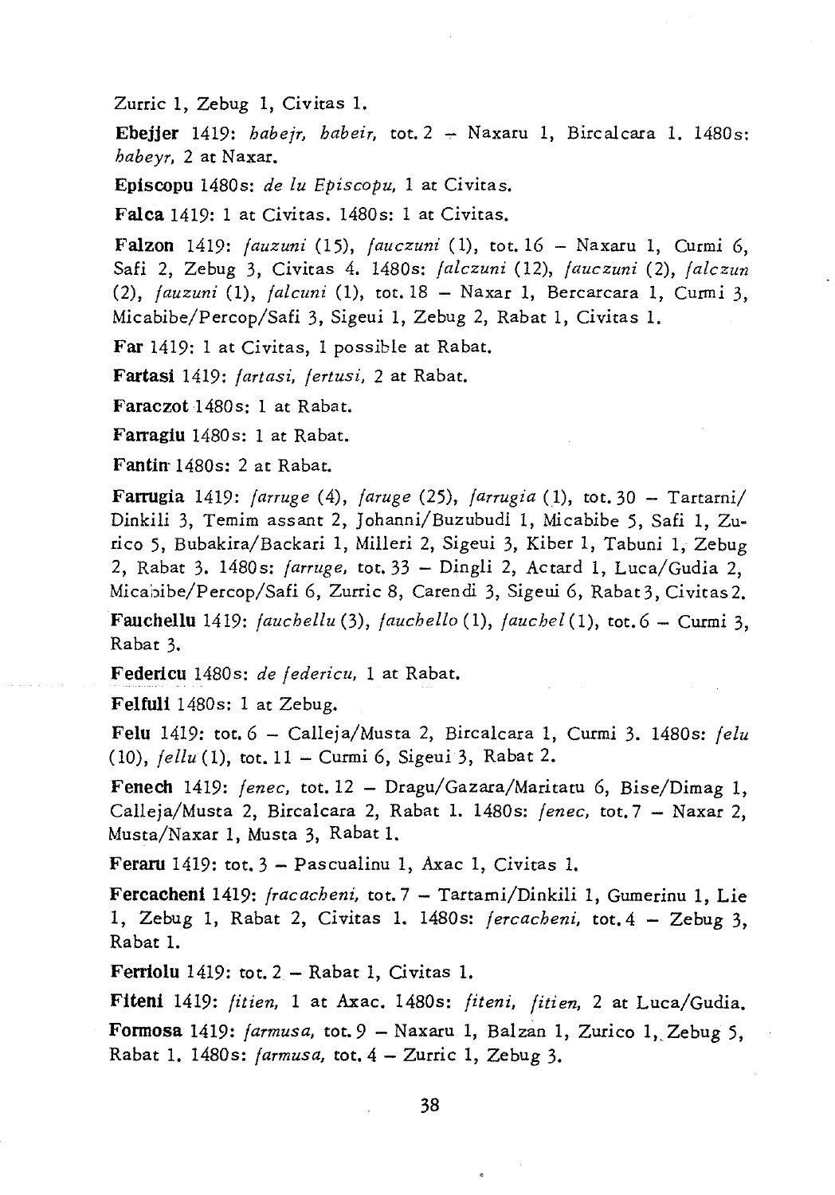Zurric 1, Zebug 1, Civitas 1.

**Ebejjer** 1419: *habejr, habeir,* tot. 2 – Naxaru 1, Bircalcara 1. 1480s: *habeyr,* 2 at Naxar.

**Episcopu** 1480s: *de lu Episcopu,* 1 at Civitas.

**Falca** 1419: 1 at Civitas. 1480s: 1 at Civitas.

**Falzon** 1419: *fauzuni* (15), *fauczuni* (1), tot. 16 – Naxaru 1, Curmi 6, Safi 2, Zebug 3, Civitas 4. 1480s: *falczuni* (12), *fauczuni* (2), *falczun* (2), *fauzuni* (1), *falcuni* (1), tot. 18 – Naxar 1, Bercarcara 1, Curmi 3, Micabibe/Percop/Safi 3, Sigeui 1, Zebug 2, Rabat 1, Civitas 1.

**Far** 1419: 1 at Civitas, 1 possible at Rabat.

**Fartasi** 1419: *fartasi, fertusi,* 2 at Rabat.

**Faraczot** 1480s: 1 at Rabat.

**Farragiu** 1480s: 1 at Rabat.

**Fantin** 1480s: 2 at Rabat.

**Farrugia** 1419: *farruge* (4), *faruge* (25), *farrugia* (1), tot. 30 – Tartarni/Dinkili 3, Temim assant 2, Johanni/Buzubudi 1, Micabibe 5, Safi 1, Zurico 5, Bubakira/Backari 1, Milleri 2, Sigeui 3, Kiber 1, Tabuni 1, Zebug 2, Rabat 3. 1480s: *farruge,* tot. 33 – Dingli 2, Actard 1, Luca/Gudia 2, Micabibe/Percop/Safi 6, Zurric 8, Carendi 3, Sigeui 6, Rabat 3, Civitas 2.

**Fauchellu** 1419: *fauchellu* (3), *fauchello* (1), *fauchel* (1), tot. 6 – Curmi 3, Rabat 3.

**Federicu** 1480s: *de federicu,* 1 at Rabat.

**Felfuli** 1480s: 1 at Zebug.

**Felu** 1419: tot. 6 – Calleja/Musta 2, Bircalcara 1, Curmi 3. 1480s: *felu* (10), *fellu* (1), tot. 11 – Curmi 6, Sigeui 3, Rabat 2.

**Fenech** 1419: *fenec,* tot. 12 – Dragu/Gazara/Maritatu 6, Bise/Dimag 1, Calleja/Musta 2, Bircalcara 2, Rabat 1. 1480s: *fenec,* tot. 7 – Naxar 2, Musta/Naxar 1, Musta 3, Rabat 1.

**Feraru** 1419: tot. 3 – Pascualinu 1, Axac 1, Civitas 1.

**Fercacheni** 1419: *fracacheni,* tot. 7 – Tartarni/Dinkili 1, Gumerinu 1, Lie 1, Zebug 1, Rabat 2, Civitas 1. 1480s: *fercacheni,* tot. 4 – Zebug 3, Rabat 1.

**Ferriolu** 1419: tot. 2 – Rabat 1, Civitas 1.

**Fiteni** 1419: *fitien,* 1 at Axac. 1480s: *fiteni, fitien,* 2 at Luca/Gudia.

**Formosa** 1419: *farmusa,* tot. 9 – Naxaru 1, Balzan 1, Zurico 1, Zebug 5, Rabat 1. 1480s: *farmusa,* tot. 4 – Zurric 1, Zebug 3.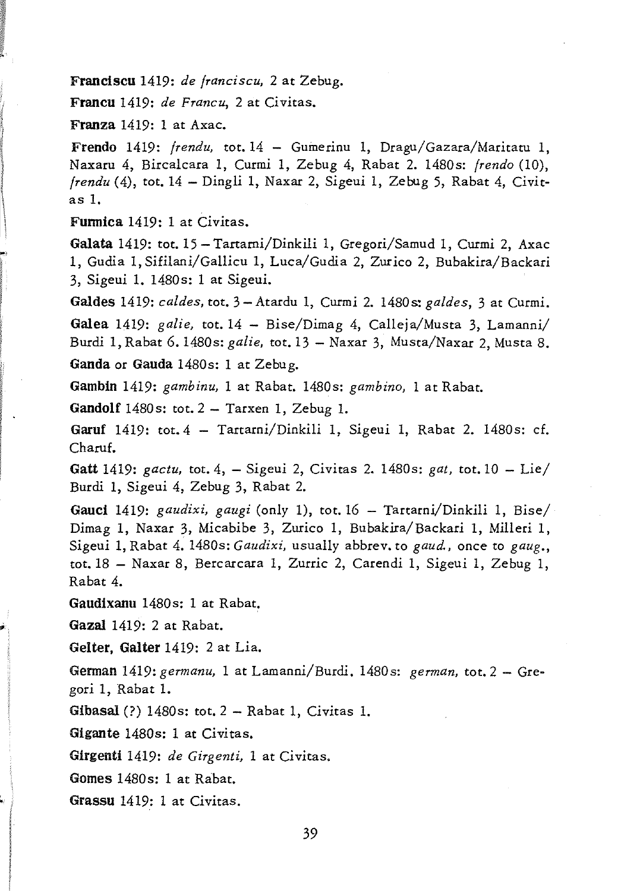**Franciscu** 1419: *de franciscu*, 2 at Zebug.

**Francu** 1419: *de Francu*, 2 at Civitas.

**Franza** 1419: 1 at Axac.

**Frendo** 1419: *frendu*, tot. 14 – Gumerinu 1, Dragu/Gazara/Maritatu 1, Naxaru 4, Bircalcara 1, Curmi 1, Zebug 4, Rabat 2. 1480s: *frendo* (10), *frendu* (4), tot. 14 – Dingli 1, Naxar 2, Sigeui 1, Zebug 5, Rabat 4, Civitas 1.

**Furnica** 1419: 1 at Civitas.

**Galata** 1419: tot. 15 – Tartarni/Dinkili 1, Gregori/Samud 1, Curmi 2, Axac 1, Gudia 1, Sifilani/Gallicu 1, Luca/Gudia 2, Zurico 2, Bubakira/Backari 3, Sigeui 1. 1480s: 1 at Sigeui.

**Galdes** 1419: *caldes*, tot. 3 – Atardu 1, Curmi 2. 1480s: *galdes*, 3 at Curmi.

**Galea** 1419: *galie*, tot. 14 – Bise/Dimag 4, Calleja/Musta 3, Lamanni/Burdi 1, Rabat 6. 1480s: *galie*, tot. 13 – Naxar 3, Musta/Naxar 2, Musta 8.

**Ganda** or **Gauda** 1480s: 1 at Zebug.

**Gambin** 1419: *gambinu*, 1 at Rabat. 1480s: *gambino*, 1 at Rabat.

**Gandolf** 1480s: tot. 2 – Tarxen 1, Zebug 1.

**Garuf** 1419: tot. 4 – Tartarni/Dinkili 1, Sigeui 1, Rabat 2. 1480s: cf. Charuf.

**Gatt** 1419: *gactu*, tot. 4, – Sigeui 2, Civitas 2. 1480s: *gat*, tot. 10 – Lie/Burdi 1, Sigeui 4, Zebug 3, Rabat 2.

**Gauci** 1419: *gaudixi*, *gaugi* (only 1), tot. 16 – Tartarni/Dinkili 1, Bise/Dimag 1, Naxar 3, Micabibe 3, Zurico 1, Bubakira/Backari 1, Milleri 1, Sigeui 1, Rabat 4. 1480s: *Gaudixi*, usually abbrev. to *gaud.*, once to *gaug.*, tot. 18 – Naxar 8, Bercarcara 1, Zurric 2, Carendi 1, Sigeui 1, Zebug 1, Rabat 4.

**Gaudixanu** 1480s: 1 at Rabat.

**Gazal** 1419: 2 at Rabat.

**Gelter, Galter** 1419: 2 at Lia.

**German** 1419: *germanu*, 1 at Lamanni/Burdi. 1480s: *german*, tot. 2 – Gregori 1, Rabat 1.

**Gibasal** (?) 1480s: tot. 2 – Rabat 1, Civitas 1.

**Gigante** 1480s: 1 at Civitas.

**Girgenti** 1419: *de Girgenti*, 1 at Civitas.

**Gomes** 1480s: 1 at Rabat.

**Grassu** 1419: 1 at Civitas.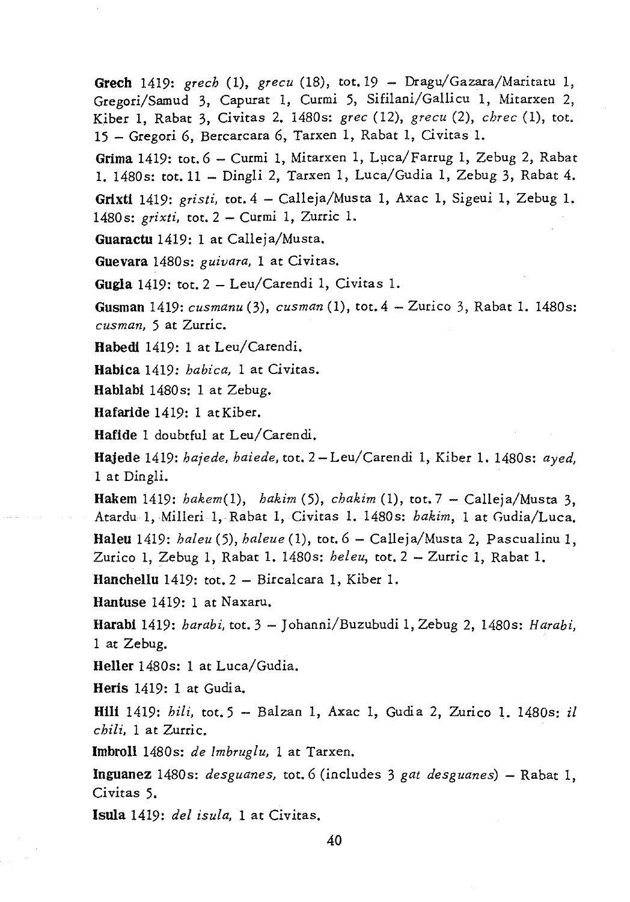**Grech** 1419: *grech* (1), *grecu* (18), tot. 19 – Dragu/Gazara/Maritatu 1, Gregori/Samud 3, Capurat 1, Curmi 5, Sifilani/Gallicu 1, Mitarxen 2, Kiber 1, Rabat 3, Civitas 2. 1480s: *grec* (12), *grecu* (2), *chrec* (1), tot. 15 – Gregori 6, Bercarcara 6, Tarxen 1, Rabat 1, Civitas 1.

**Grima** 1419: tot. 6 – Curmi 1, Mitarxen 1, Luca/Farrug 1, Zebug 2, Rabat 1. 1480s: tot. 11 – Dingli 2, Tarxen 1, Luca/Gudia 1, Zebug 3, Rabat 4.

**Grixti** 1419: *gristi*, tot. 4 – Calleja/Musta 1, Axac 1, Sigeui 1, Zebug 1. 1480s: *grixti*, tot. 2 – Curmi 1, Zurric 1.

**Guaractu** 1419: 1 at Calleja/Musta.

**Guevara** 1480s: *guivara*, 1 at Civitas.

**Gugla** 1419: tot. 2 – Leu/Carendi 1, Civitas 1.

**Gusman** 1419: *cusmanu* (3), *cusman* (1), tot. 4 – Zurico 3, Rabat 1. 1480s: *cusman*, 5 at Zurric.

**Habedi** 1419: 1 at Leu/Carendi.

**Habica** 1419: *habica*, 1 at Civitas.

**Hablabi** 1480s: 1 at Zebug.

**Hafaride** 1419: 1 at Kiber.

**Hafide** 1 doubtful at Leu/Carendi.

**Hajede** 1419: *hajede, haiede*, tot. 2 – Leu/Carendi 1, Kiber 1. 1480s: *ayed*, 1 at Dingli.

**Hakem** 1419: *hakem* (1), *hakim* (5), *chakim* (1), tot. 7 – Calleja/Musta 3, Atardu 1, Milleri 1, Rabat 1, Civitas 1. 1480s: *hakim*, 1 at Gudia/Luca.

**Haleu** 1419: *haleu* (5), *haleue* (1), tot. 6 – Calleja/Musta 2, Pascualinu 1, Zurico 1, Zebug 1, Rabat 1. 1480s: *heleu*, tot. 2 – Zurric 1, Rabat 1.

**Hanchellu** 1419: tot. 2 – Bircalcara 1, Kiber 1.

**Hantuse** 1419: 1 at Naxaru.

**Harabi** 1419: *harabi*, tot. 3 – Johanni/Buzubudi 1, Zebug 2, 1480s: *Harabi*, 1 at Zebug.

**Heller** 1480s: 1 at Luca/Gudia.

**Heris** 1419: 1 at Gudia.

**Hili** 1419: *hili*, tot. 5 – Balzan 1, Axac 1, Gudia 2, Zurico 1. 1480s: *il chili*, 1 at Zurric.

**Imbroll** 1480s: *de Imbruglu*, 1 at Tarxen.

**Inguanez** 1480s: *desguanes*, tot. 6 (includes 3 *gat desguanes*) – Rabat 1, Civitas 5.

**Isula** 1419: *del isula*, 1 at Civitas.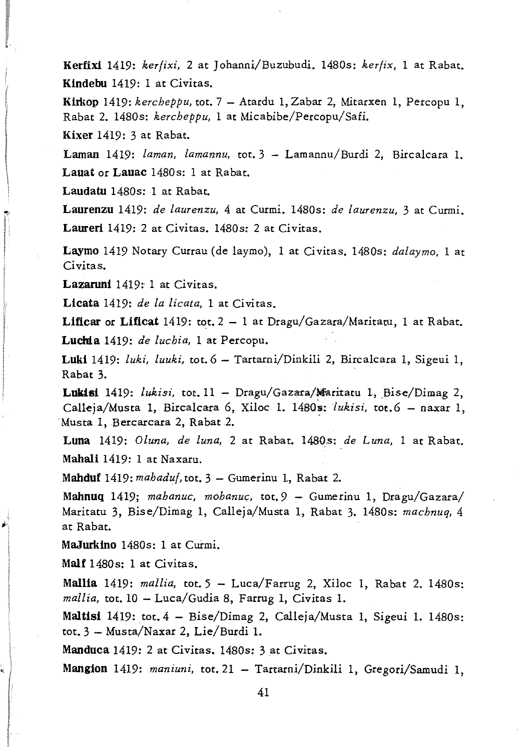**Kerfixi** 1419: *kerfixi,* 2 at Johanni/Buzubudi. 1480s: *kerfix,* 1 at Rabat.

**Kindebu** 1419: 1 at Civitas.

**Kirkop** 1419: *kercheppu,* tot. 7 – Atardu 1, Zabar 2, Mitarxen 1, Percopu 1, Rabat 2. 1480s: *kercheppu,* 1 at Micabibe/Percopu/Safi.

**Kixer** 1419: 3 at Rabat.

**Laman** 1419: *laman, lamannu,* tot. 3 – Lamannu/Burdi 2, Bircalcara 1.

**Lauat** or **Lauac** 1480s: 1 at Rabat.

**Laudatu** 1480s: 1 at Rabat.

**Laurenzu** 1419: *de laurenzu,* 4 at Curmi. 1480s: *de laurenzu,* 3 at Curmi.

**Laureri** 1419: 2 at Civitas. 1480s: 2 at Civitas.

**Laymo** 1419 Notary Currau (de laymo), 1 at Civitas. 1480s: *dalaymo,* 1 at Civitas.

**Lazaruni** 1419: 1 at Civitas.

**Licata** 1419: *de la licata,* 1 at Civitas.

**Lificar** or **Lificat** 1419: tot. 2 – 1 at Dragu/Gazara/Maritatu, 1 at Rabat.

**Luchia** 1419: *de luchia,* 1 at Percopu.

**Luki** 1419: *luki, luuki,* tot. 6 – Tartarni/Dinkili 2, Bircalcara 1, Sigeui 1, Rabat 3.

**Lukisi** 1419: *lukisi,* tot. 11 – Dragu/Gazara/Maritatu 1, Bise/Dimag 2, Calleja/Musta 1, Bircalcara 6, Xiloc 1. 1480s: *lukisi,* tot. 6 – naxar 1, Musta 1, Bercarcara 2, Rabat 2.

**Luna** 1419: *Oluna, de luna,* 2 at Rabat. 1480s: *de Luna,* 1 at Rabat.

**Mahali** 1419: 1 at Naxaru.

**Mahduf** 1419: *mahaduf,* tot. 3 – Gumerinu 1, Rabat 2.

**Mahnuq** 1419; *mahanuc, mohanuç,* tot. 9 – Gumerinu 1, Dragu/Gazara/Maritatu 3, Bise/Dimag 1, Calleja/Musta 1, Rabat 3. 1480s: *machnuq,* 4 at Rabat.

**MaJurkino** 1480s: 1 at Curmi.

**Malf** 1480s: 1 at Civitas.

**Mallia** 1419: *mallia,* tot. 5 – Luca/Farrug 2, Xiloc 1, Rabat 2. 1480s: *mallia,* tot. 10 – Luca/Gudia 8, Farrug 1, Civitas 1.

**Maltisi** 1419: tot. 4 – Bise/Dimag 2, Calleja/Musta 1, Sigeui 1. 1480s: tot. 3 – Musta/Naxar 2, Lie/Burdi 1.

**Manduca** 1419: 2 at Civitas. 1480s: 3 at Civitas.

**Mangion** 1419: *maniuni,* tot. 21 – Tartarni/Dinkili 1, Gregori/Samudi 1,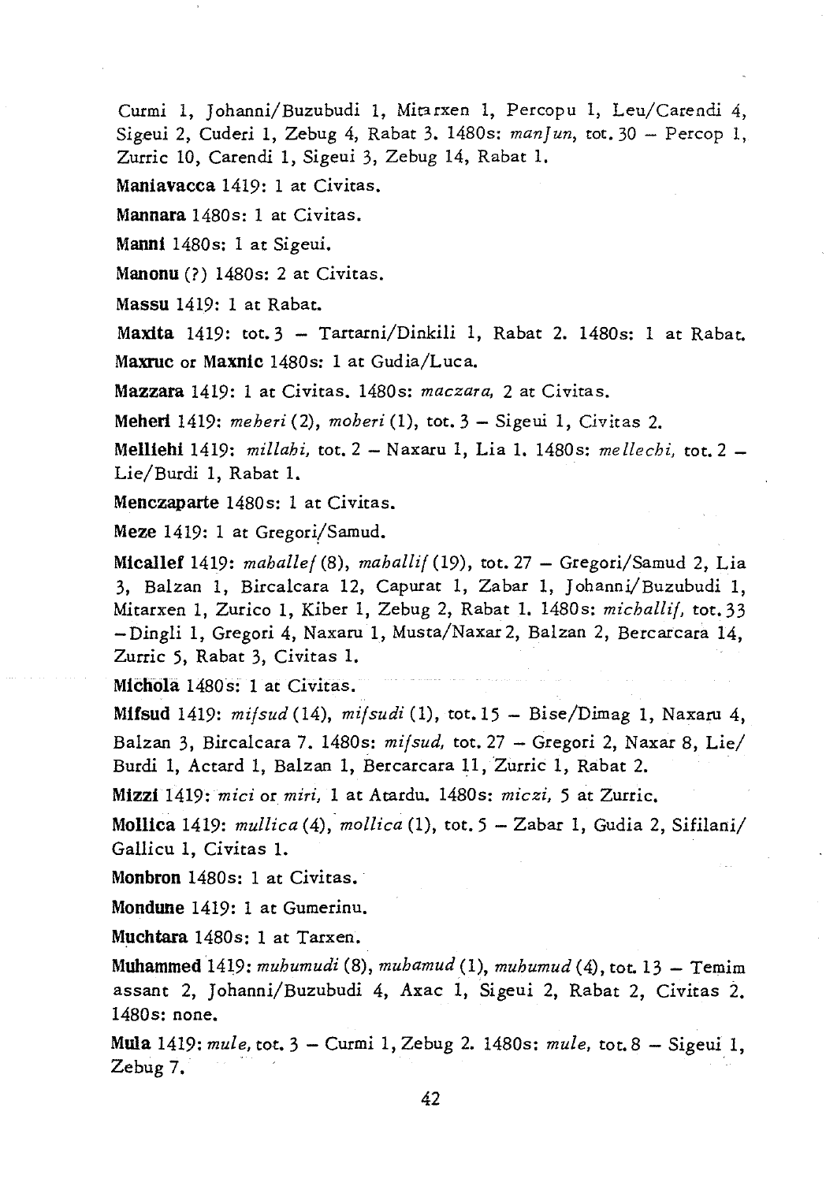Curmi 1, Johanni/Buzubudi 1, Mitarxen 1, Percopu 1, Leu/Carendi 4, Sigeui 2, Cuderi 1, Zebug 4, Rabat 3. 1480s: *manjun*, tot. 30 – Percop 1, Zurric 10, Carendi 1, Sigeui 3, Zebug 14, Rabat 1.

**Maniavacca** 1419: 1 at Civitas.

**Mannara** 1480s: 1 at Civitas.

**Manni** 1480s: 1 at Sigeui.

**Manonu** (?) 1480s: 2 at Civitas.

**Massu** 1419: 1 at Rabat.

**Maxita** 1419: tot. 3 – Tartarni/Dinkili 1, Rabat 2. 1480s: 1 at Rabat.

**Maxruc** or **Maxnic** 1480s: 1 at Gudia/Luca.

**Mazzara** 1419: 1 at Civitas. 1480s: *maczara*, 2 at Civitas.

**Meheri** 1419: *meheri* (2), *moheri* (1), tot. 3 – Sigeui 1, Civitas 2.

**Melliehi** 1419: *millahi*, tot. 2 – Naxaru 1, Lia 1. 1480s: *mellechi*, tot. 2 – Lie/Burdi 1, Rabat 1.

**Menczaparte** 1480s: 1 at Civitas.

**Meze** 1419: 1 at Gregori/Samud.

**Micallef** 1419: *mahallef* (8), *mahallif* (19), tot. 27 – Gregori/Samud 2, Lia 3, Balzan 1, Bircalcara 12, Capurat 1, Zabar 1, Johanni/Buzubudi 1, Mitarxen 1, Zurico 1, Kiber 1, Zebug 2, Rabat 1. 1480s: *michallif*, tot. 33 – Dingli 1, Gregori 4, Naxaru 1, Musta/Naxar 2, Balzan 2, Bercarcara 14, Zurric 5, Rabat 3, Civitas 1.

**Michola** 1480s: 1 at Civitas.

**Mifsud** 1419: *mifsud* (14), *mifsudi* (1), tot. 15 – Bise/Dimag 1, Naxaru 4, Balzan 3, Bircalcara 7. 1480s: *mifsud*, tot. 27 – Gregori 2, Naxar 8, Lie/Burdi 1, Actard 1, Balzan 1, Bercarcara 11, Zurric 1, Rabat 2.

**Mizzi** 1419: *mici* or *miri*, 1 at Atardu. 1480s: *miczi*, 5 at Zurric.

**Mollica** 1419: *mullica* (4), *mollica* (1), tot. 5 – Zabar 1, Gudia 2, Sifilani/Gallicu 1, Civitas 1.

**Monbron** 1480s: 1 at Civitas.

**Mondune** 1419: 1 at Gumerinu.

**Muchtara** 1480s: 1 at Tarxen.

**Muhammed** 1419: *muhumudi* (8), *muhamud* (1), *muhumud* (4), tot. 13 – Temim assant 2, Johanni/Buzubudi 4, Axac 1, Sigeui 2, Rabat 2, Civitas 2. 1480s: none.

**Mula** 1419: *mule*, tot. 3 – Curmi 1, Zebug 2. 1480s: *mule*, tot. 8 – Sigeui 1, Zebug 7.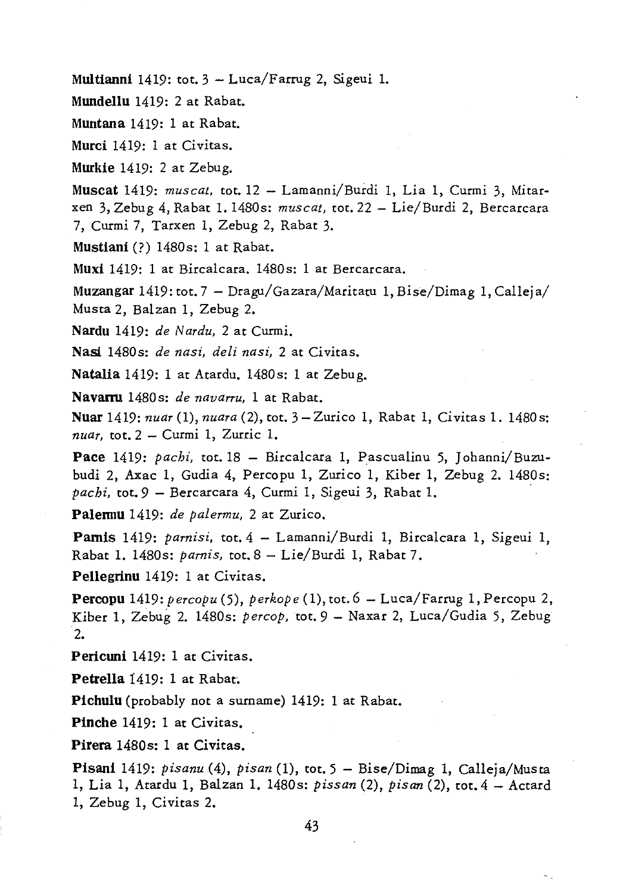**Multianni** 1419: tot. 3 – Luca/Farrug 2, Sigeui 1.

**Mundellu** 1419: 2 at Rabat.

**Muntana** 1419: 1 at Rabat.

**Murci** 1419: 1 at Civitas.

**Murkie** 1419: 2 at Zebug.

**Muscat** 1419: *muscat*, tot. 12 – Lamanni/Burdi 1, Lia 1, Curmi 3, Mitarxen 3, Zebug 4, Rabat 1. 1480s: *muscat*, tot. 22 – Lie/Burdi 2, Bercarcara 7, Curmi 7, Tarxen 1, Zebug 2, Rabat 3.

**Mustiani** (?) 1480s: 1 at Rabat.

**Muxi** 1419: 1 at Bircalcara. 1480s: 1 at Bercarcara.

**Muzangar** 1419: tot. 7 – Dragu/Gazara/Maritatu 1, Bise/Dimag 1, Calleja/Musta 2, Balzan 1, Zebug 2.

**Nardu** 1419: *de Nardu*, 2 at Curmi.

**Nasi** 1480s: *de nasi, deli nasi*, 2 at Civitas.

**Natalia** 1419: 1 at Atardu. 1480s: 1 at Zebug.

**Navarru** 1480s: *de navarru*, 1 at Rabat.

**Nuar** 1419: *nuar* (1), *nuara* (2), tot. 3 – Zurico 1, Rabat 1, Civitas 1. 1480s: *nuar*, tot. 2 – Curmi 1, Zurric 1.

**Pace** 1419: *pachi*, tot. 18 – Bircalcara 1, Pascualinu 5, Johanni/Buzubudi 2, Axac 1, Gudia 4, Percopu 1, Zurico 1, Kiber 1, Zebug 2. 1480s: *pachi*, tot. 9 – Bercarcara 4, Curmi 1, Sigeui 3, Rabat 1.

**Palermu** 1419: *de palermu*, 2 at Zurico.

**Parnis** 1419: *parnisi*, tot. 4 – Lamanni/Burdi 1, Bircalcara 1, Sigeui 1, Rabat 1. 1480s: *parnis*, tot. 8 – Lie/Burdi 1, Rabat 7.

**Pellegrinu** 1419: 1 at Civitas.

**Percopu** 1419: *percopu* (5), *perkope* (1), tot. 6 – Luca/Farrug 1, Percopu 2, Kiber 1, Zebug 2. 1480s: *percop*, tot. 9 – Naxar 2, Luca/Gudia 5, Zebug 2.

**Pericuni** 1419: 1 at Civitas.

**Petrella** 1419: 1 at Rabat.

**Pichulu** (probably not a surname) 1419: 1 at Rabat.

**Pinche** 1419: 1 at Civitas.

**Pirera** 1480s: 1 at Civitas.

**Pisani** 1419: *pisanu* (4), *pisan* (1), tot. 5 – Bise/Dimag 1, Calleja/Musta 1, Lia 1, Atardu 1, Balzan 1. 1480s: *pissan* (2), *pisan* (2), tot. 4 – Actard 1, Zebug 1, Civitas 2.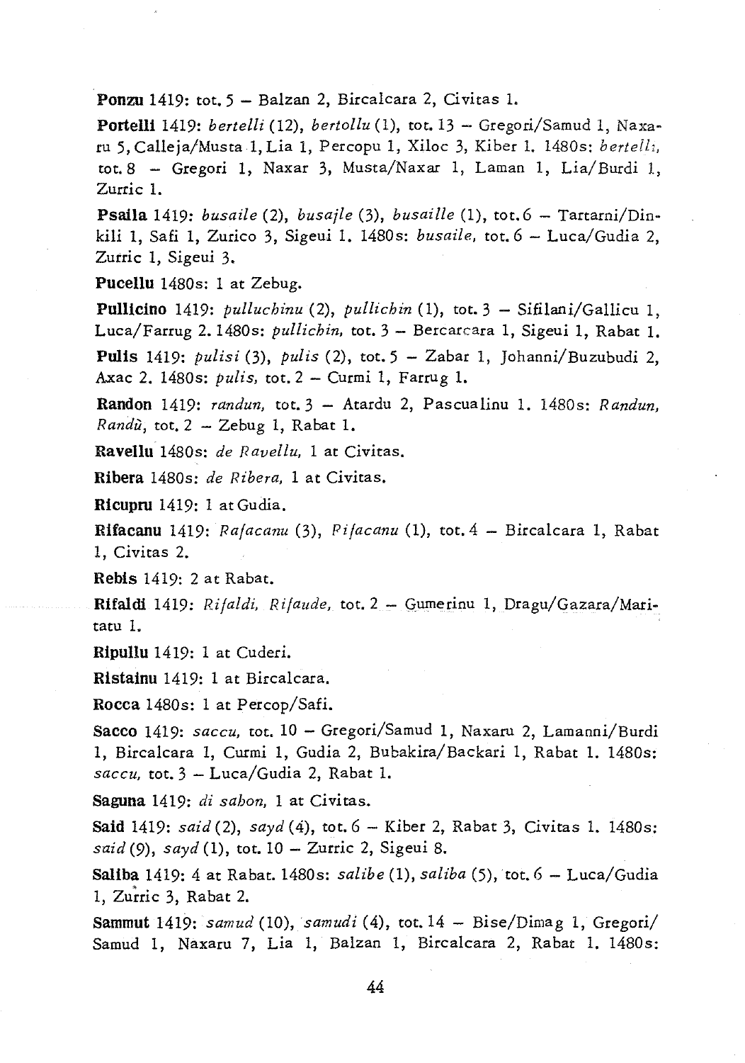**Ponzu** 1419: tot. 5 – Balzan 2, Bircalcara 2, Civitas 1.

**Portelli** 1419: *bertelli* (12), *bertollu* (1), tot. 13 – Gregori/Samud 1, Naxaru 5, Calleja/Musta 1, Lia 1, Percopu 1, Xiloc 3, Kiber 1. 1480s: *bertelli*, tot. 8 – Gregori 1, Naxar 3, Musta/Naxar 1, Laman 1, Lia/Burdi 1, Zurric 1.

**Psaila** 1419: *busaile* (2), *busajle* (3), *busaille* (1), tot. 6 – Tartarni/Dinkili 1, Safi 1, Zurico 3, Sigeui 1. 1480s: *busaile*, tot. 6 – Luca/Gudia 2, Zurric 1, Sigeui 3.

**Pucellu** 1480s: 1 at Zebug.

**Pullicino** 1419: *pulluchinu* (2), *pullichin* (1), tot. 3 – Sifilani/Gallicu 1, Luca/Farrug 2. 1480s: *pullichin*, tot. 3 – Bercarcara 1, Sigeui 1, Rabat 1.

**Pulis** 1419: *pulisi* (3), *pulis* (2), tot. 5 – Zabar 1, Johanni/Buzubudi 2, Axac 2. 1480s: *pulis*, tot. 2 – Curmi 1, Farrug 1.

**Randon** 1419: *randun*, tot. 3 – Atardu 2, Pascualinu 1. 1480s: *Randun*, *Randù*, tot. 2 – Zebug 1, Rabat 1.

**Ravellu** 1480s: *de Ravellu*, 1 at Civitas.

**Ribera** 1480s: *de Ribera*, 1 at Civitas.

**Ricupru** 1419: 1 at Gudia.

**Rifacanu** 1419: *Rafacanu* (3), *Rifacanu* (1), tot. 4 – Bircalcara 1, Rabat 1, Civitas 2.

**Rebis** 1419: 2 at Rabat.

**Rifaldi** 1419: *Rifaldi*, *Rifaude*, tot. 2 – Gumerinu 1, Dragu/Gazara/Maritatu 1.

**Ripullu** 1419: 1 at Cuderi.

**Ristainu** 1419: 1 at Bircalcara.

**Rocca** 1480s: 1 at Percop/Safi.

**Sacco** 1419: *saccu*, tot. 10 – Gregori/Samud 1, Naxaru 2, Lamanni/Burdi 1, Bircalcara 1, Curmi 1, Gudia 2, Bubakira/Backari 1, Rabat 1. 1480s: *saccu*, tot. 3 – Luca/Gudia 2, Rabat 1.

**Saguna** 1419: *di sabon*, 1 at Civitas.

**Said** 1419: *said* (2), *sayd* (4), tot. 6 – Kiber 2, Rabat 3, Civitas 1. 1480s: *said* (9), *sayd* (1), tot. 10 – Zurric 2, Sigeui 8.

**Saliba** 1419: 4 at Rabat. 1480s: *salibe* (1), *saliba* (5), tot. 6 – Luca/Gudia 1, Zurric 3, Rabat 2.

**Sammut** 1419: *samud* (10), *samudi* (4), tot. 14 – Bise/Dimag 1, Gregori/Samud 1, Naxaru 7, Lia 1, Balzan 1, Bircalcara 2, Rabat 1. 1480s: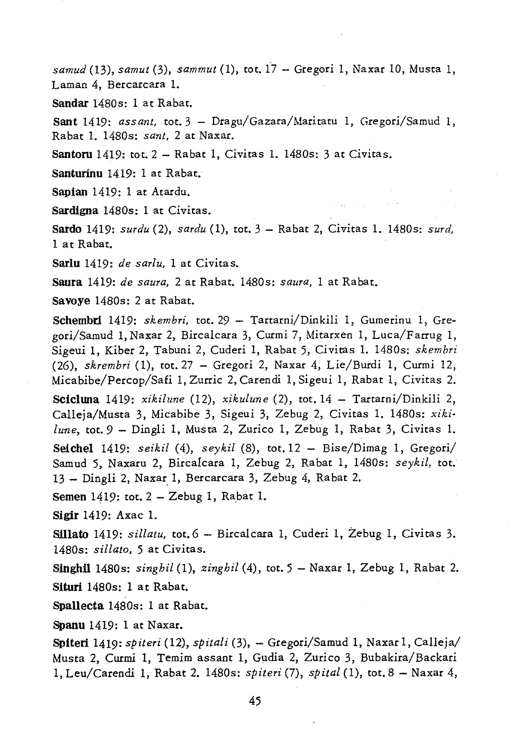*samud* (13), *samut* (3), *sammut* (1), tot. 17 – Gregori 1, Naxar 10, Musta 1, Laman 4, Bercarcara 1.

**Sandar** 1480s: 1 at Rabat.

**Sant** 1419: *assant*, tot. 3 – Dragu/Gazara/Maritatu 1, Gregori/Samud 1, Rabat 1. 1480s: *sant*, 2 at Naxar.

**Santoru** 1419: tot. 2 – Rabat 1, Civitas 1. 1480s: 3 at Civitas.

**Santurinu** 1419: 1 at Rabat.

**Sapian** 1419: 1 at Atardu.

**Sardigna** 1480s: 1 at Civitas.

**Sardo** 1419: *surdu* (2), *sardu* (1), tot. 3 – Rabat 2, Civitas 1. 1480s: *surd*, 1 at Rabat.

**Sarlu** 1419: *de sarlu*, 1 at Civitas.

**Saura** 1419: *de saura*, 2 at Rabat. 1480s: *saura*, 1 at Rabat.

**Savoye** 1480s: 2 at Rabat.

**Schembri** 1419: *skembri*, tot. 29 – Tartarni/Dinkili 1, Gumerinu 1, Gregori/Samud 1, Naxar 2, Bircalcara 3, Curmi 7, Mitarxen 1, Luca/Farrug 1, Sigeui 1, Kiber 2, Tabuni 2, Cuderi 1, Rabat 5, Civitas 1. 1480s: *skembri* (26), *skrembri* (1), tot. 27 – Gregori 2, Naxar 4, Lie/Burdi 1, Curmi 12, Micabibe/Percop/Safi 1, Zurric 2, Carendi 1, Sigeui 1, Rabat 1, Civitas 2.

**Scicluna** 1419: *xikilune* (12), *xikulune* (2), tot. 14 – Tartarni/Dinkili 2, Calleja/Musta 3, Micabibe 3, Sigeui 3, Zebug 2, Civitas 1. 1480s: *xikilune*, tot. 9 – Dingli 1, Musta 2, Zurico 1, Zebug 1, Rabat 3, Civitas 1.

**Seichel** 1419: *seikil* (4), *seykil* (8), tot. 12 – Bise/Dimag 1, Gregori/Samud 5, Naxaru 2, Bircalcara 1, Zebug 2, Rabat 1, 1480s: *seykil*, tot. 13 – Dingli 2, Naxar 1, Bercarcara 3, Zebug 4, Rabat 2.

**Semen** 1419: tot. 2 – Zebug 1, Rabat 1.

**Sigir** 1419: Axac 1.

**Sillato** 1419: *sillatu*, tot. 6 – Bircalcara 1, Cuderi 1, Żebug 1, Civitas 3. 1480s: *sillato*, 5 at Civitas.

**Singhil** 1480s: *singhil* (1), *zinghil* (4), tot. 5 – Naxar 1, Zebug 1, Rabat 2.

**Situri** 1480s: 1 at Rabat.

**Spallecta** 1480s: 1 at Rabat.

**Spanu** 1419: 1 at Naxar.

**Spiteri** 1419: *spiteri* (12), *spitali* (3), – Gregori/Samud 1, Naxar 1, Calleja/Musta 2, Curmi 1, Temim assant 1, Gudia 2, Zurico 3, Bubakira/Backari 1, Leu/Carendi 1, Rabat 2. 1480s: *spiteri* (7), *spital* (1), tot. 8 – Naxar 4,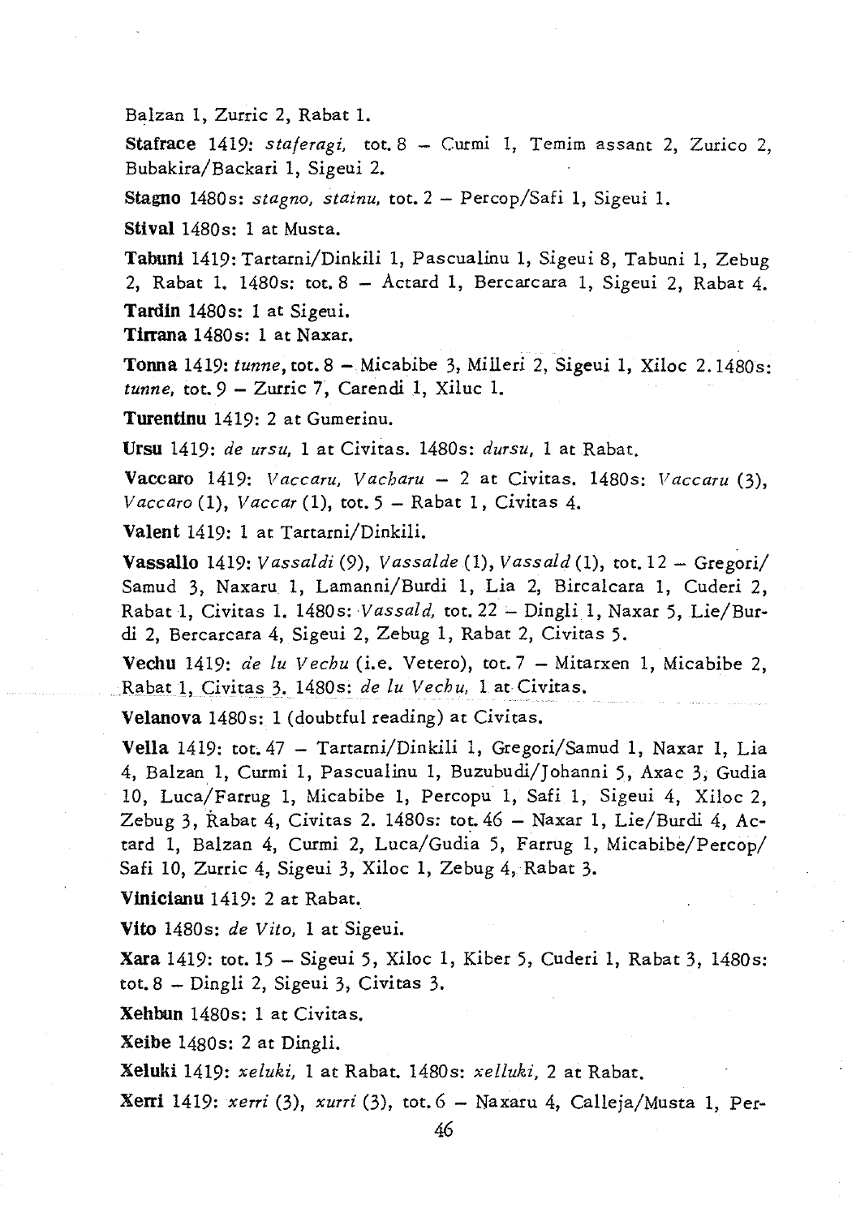Balzan 1, Zurric 2, Rabat 1.

**Stafrace** 1419: *staferagi*, tot. 8 – Curmi 1, Temim assant 2, Zurico 2, Bubakira/Backari 1, Sigeui 2.

**Stagno** 1480s: *stagno, stainu*, tot. 2 – Percop/Safi 1, Sigeui 1.

**Stival** 1480s: 1 at Musta.

**Tabuni** 1419: Tartarni/Dinkili 1, Pascualinu 1, Sigeui 8, Tabuni 1, Zebug 2, Rabat 1. 1480s: tot. 8 – Actard 1, Bercarcara 1, Sigeui 2, Rabat 4.

**Tardin** 1480s: 1 at Sigeui.

**Tirrana** 1480s: 1 at Naxar.

**Tonna** 1419: *tunne*, tot. 8 – Micabibe 3, Milleri 2, Sigeui 1, Xiloc 2. 1480s: *tunne*, tot. 9 – Zurric 7, Carendi 1, Xiluc 1.

**Turentinu** 1419: 2 at Gumerinu.

**Ursu** 1419: *de ursu*, 1 at Civitas. 1480s: *dursu*, 1 at Rabat.

**Vaccaro** 1419: *Vaccaru, Vacharu* – 2 at Civitas. 1480s: *Vaccaru* (3), *Vaccaro* (1), *Vaccar* (1), tot. 5 – Rabat 1, Civitas 4.

**Valent** 1419: 1 at Tartarni/Dinkili.

**Vassallo** 1419: *Vassaldi* (9), *Vassalde* (1), *Vassald* (1), tot. 12 – Gregori/Samud 3, Naxaru 1, Lamanni/Burdi 1, Lia 2, Bircalcara 1, Cuderi 2, Rabat 1, Civitas 1. 1480s: *Vassald*, tot. 22 – Dingli 1, Naxar 5, Lie/Burdi 2, Bercarcara 4, Sigeui 2, Zebug 1, Rabat 2, Civitas 5.

**Vechu** 1419: *de lu Vechu* (i.e. Vetero), tot. 7 – Mitarxen 1, Micabibe 2, Rabat 1, Civitas 3. 1480s: *de lu Vechu*, 1 at Civitas.

**Velanova** 1480s: 1 (doubtful reading) at Civitas.

**Vella** 1419: tot. 47 – Tartarni/Dinkili 1, Gregori/Samud 1, Naxar 1, Lia 4, Balzan 1, Curmi 1, Pascualinu 1, Buzubudi/Johanni 5, Axac 3, Gudia 10, Luca/Farrug 1, Micabibe 1, Percopu 1, Safi 1, Sigeui 4, Xiloc 2, Zebug 3, Rabat 4, Civitas 2. 1480s: tot. 46 – Naxar 1, Lie/Burdi 4, Actard 1, Balzan 4, Curmi 2, Luca/Gudia 5, Farrug 1, Micabibe/Percop/Safi 10, Zurric 4, Sigeui 3, Xiloc 1, Zebug 4, Rabat 3.

**Vinicianu** 1419: 2 at Rabat.

**Vito** 1480s: *de Vito*, 1 at Sigeui.

**Xara** 1419: tot. 15 – Sigeui 5, Xiloc 1, Kiber 5, Cuderi 1, Rabat 3, 1480s: tot. 8 – Dingli 2, Sigeui 3, Civitas 3.

**Xehbun** 1480s: 1 at Civitas.

**Xeibe** 1480s: 2 at Dingli.

**Xeluki** 1419: *xeluki*, 1 at Rabat. 1480s: *xelluki*, 2 at Rabat.

**Xerri** 1419: *xerri* (3), *xurri* (3), tot. 6 – Naxaru 4, Calleja/Musta 1, Per-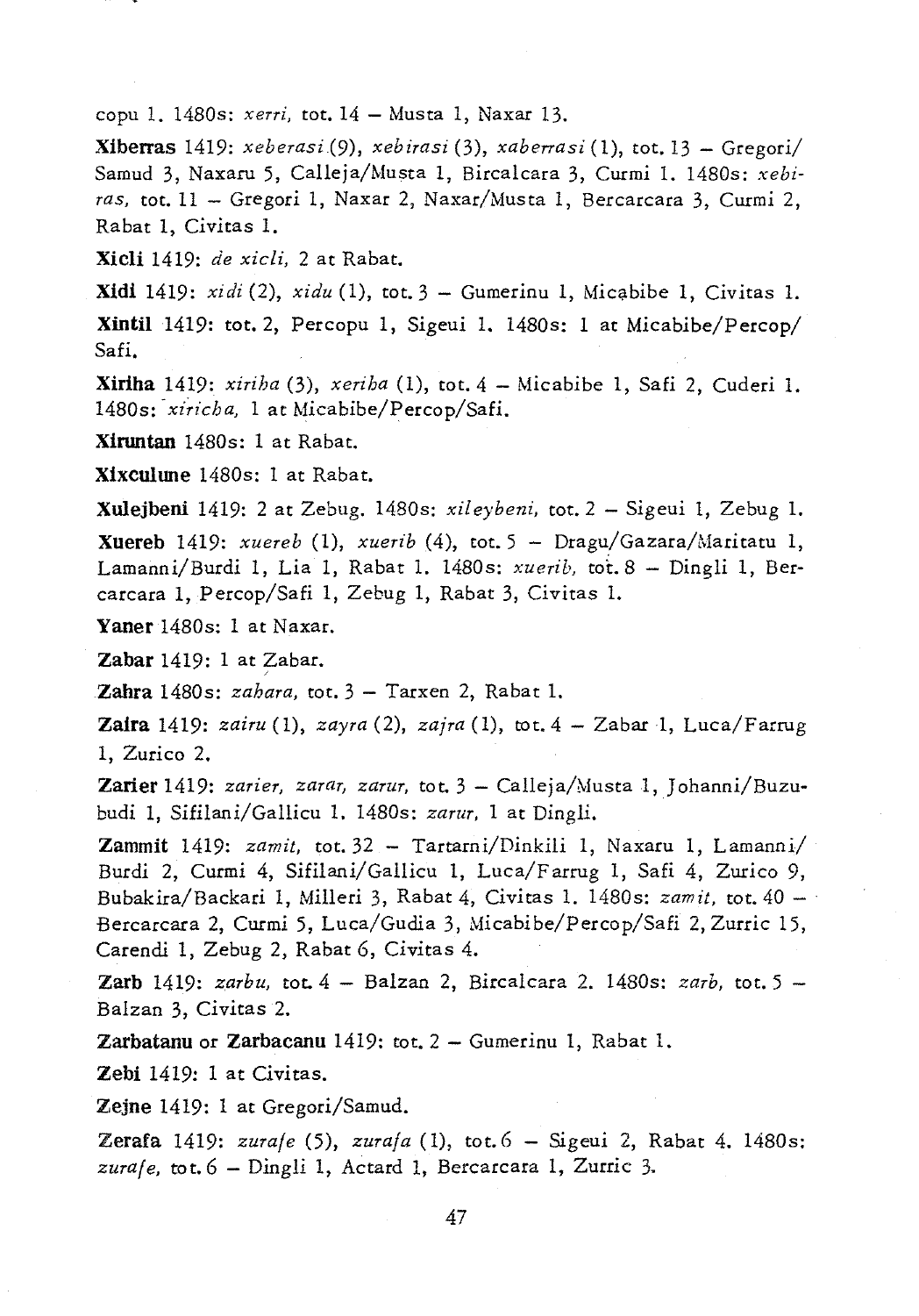copu 1. 1480s: *xerri*, tot. 14 – Musta 1, Naxar 13.

**Xiberras** 1419: *xeberasi* (9), *xebirasi* (3), *xaberrasi* (1), tot. 13 – Gregori/Samud 3, Naxaru 5, Calleja/Musta 1, Bircalcara 3, Curmi 1. 1480s: *xebiras*, tot. 11 – Gregori 1, Naxar 2, Naxar/Musta 1, Bercarcara 3, Curmi 2, Rabat 1, Civitas 1.

**Xicli** 1419: *de xicli*, 2 at Rabat.

**Xidi** 1419: *xidi* (2), *xidu* (1), tot. 3 – Gumerinu 1, Micạbibe 1, Civitas 1.

**Xintil** 1419: tot. 2, Percopu 1, Sigeui 1. 1480s: 1 at Micabibe/Percop/Safi.

**Xiriha** 1419: *xiriba* (3), *xeriba* (1), tot. 4 – Micabibe 1, Safi 2, Cuderi 1. 1480s: *xiricha*, 1 at Micabibe/Percop/Safi.

**Xiruntan** 1480s: 1 at Rabat.

**Xixculune** 1480s: 1 at Rabat.

**Xulejbeni** 1419: 2 at Zebug. 1480s: *xileybeni*, tot. 2 – Sigeui 1, Zebug 1.

**Xuereb** 1419: *xuereb* (1), *xuerib* (4), tot. 5 – Dragu/Gazara/Maritatu 1, Lamanni/Burdi 1, Lia 1, Rabat 1. 1480s: *xuerib*, tot. 8 – Dingli 1, Bercarcara 1, Percop/Safi 1, Zebug 1, Rabat 3, Civitas 1.

**Yaner** 1480s: 1 at Naxar.

**Zabar** 1419: 1 at Zabar.

**Zahra** 1480s: *zahara*, tot. 3 – Tarxen 2, Rabat 1.

**Zaira** 1419: *zairu* (1), *zayra* (2), *zajra* (1), tot. 4 – Zabar 1, Luca/Farrug 1, Zurico 2.

**Zarier** 1419: *zarier*, *zarar*, *zarur*, tot. 3 – Calleja/Musta 1, Johanni/Buzubudi 1, Sifilani/Gallicu 1. 1480s: *zarur*, 1 at Dingli.

**Zammit** 1419: *zamit*, tot. 32 – Tartarni/Dinkili 1, Naxaru 1, Lamanni/Burdi 2, Curmi 4, Sifilani/Gallicu 1, Luca/Farrug 1, Safi 4, Zurico 9, Bubakira/Backari 1, Milleri 3, Rabat 4, Civitas 1. 1480s: *zamit*, tot. 40 – Bercarcara 2, Curmi 5, Luca/Gudia 3, Micabibe/Percop/Safi 2, Zurric 15, Carendi 1, Zebug 2, Rabat 6, Civitas 4.

**Zarb** 1419: *zarbu*, tot. 4 – Balzan 2, Bircalcara 2. 1480s: *zarb*, tot. 5 – Balzan 3, Civitas 2.

**Zarbatanu** or **Zarbacanu** 1419: tot. 2 – Gumerinu 1, Rabat 1.

**Zebi** 1419: 1 at Civitas.

**Zejne** 1419: 1 at Gregori/Samud.

**Zerafa** 1419: *zurafe* (5), *zurafa* (1), tot. 6 – Sigeui 2, Rabat 4. 1480s: *zurafe*, tot. 6 – Dingli 1, Actard 1, Bercarcara 1, Zurric 3.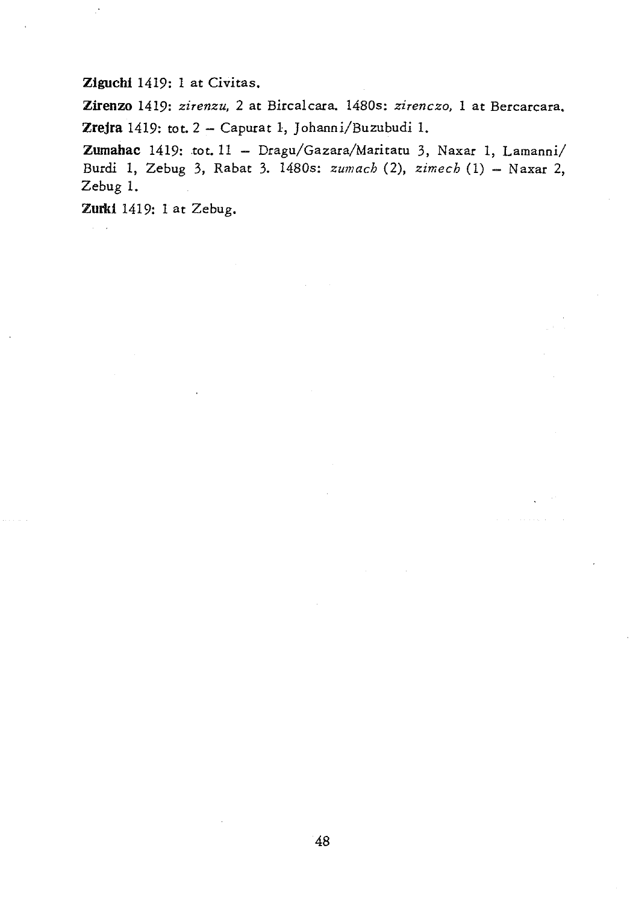**Ziguchi** 1419: 1 at Civitas.

**Zirenzo** 1419: *zirenzu*, 2 at Bircalcara. 1480s: *zirenczo*, 1 at Bercarcara.

**Zrejra** 1419: tot. 2 – Capurat 1, Johanni/Buzubudi 1.

**Zumahac** 1419: tot. 11 – Dragu/Gazara/Maritatu 3, Naxar 1, Lamanni/Burdi 1, Zebug 3, Rabat 3. 1480s: *zumach* (2), *zimech* (1) – Naxar 2, Zebug 1.

**Zurki** 1419: 1 at Zebug.